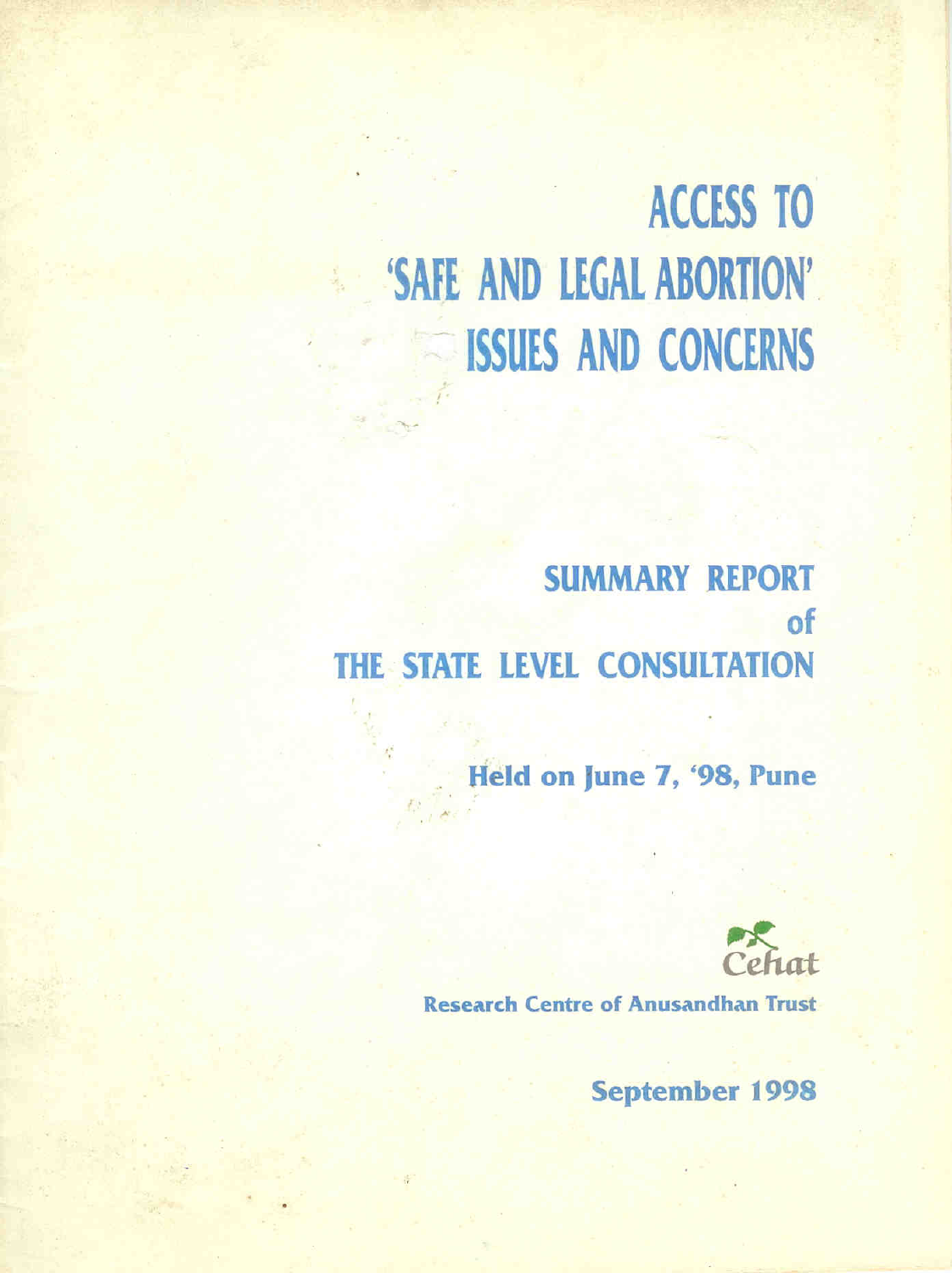# ACCESS TO 'SAFE AND LEGAL ABORTION' ISSUES AND CONCERNS

## SUMMARY REPORT of THE STATE LEVEL CONSULTATION

**Held on June 7, '98, Pune**

Cehat

**Research Centre of Anusandhan Trust**

**September 1998**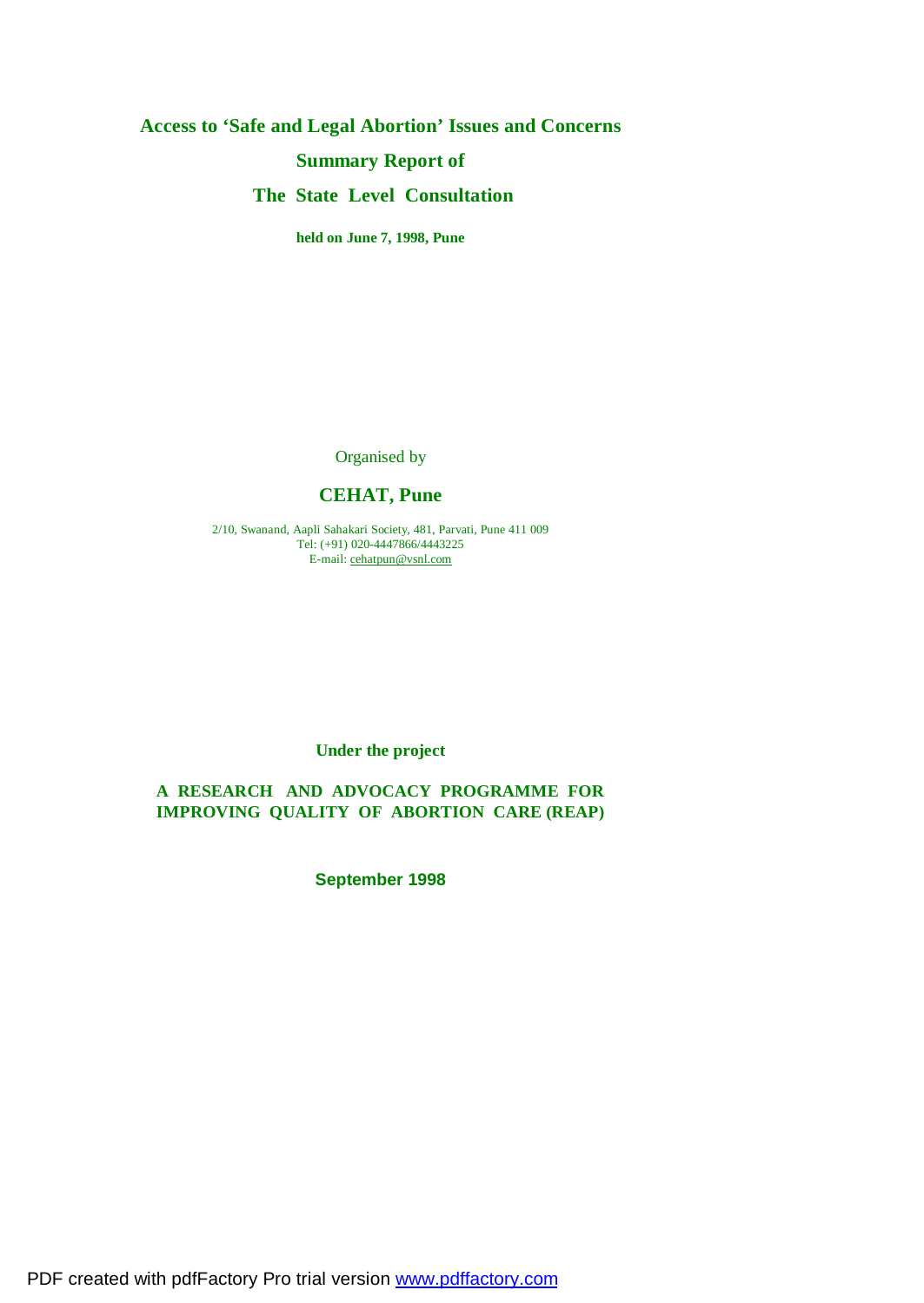# Access to 'Safe and Legal Abortion' Issues and Concerns

## Summary Report of

## The State Level Consultation

**held on June 7, 1998, Pune**

Organised by

**CEHAT, Pune**

2/10, Swanand, Aapli Sahakari Society, 481, Parvati, Pune 411 009
Tel: (+91) 020-4447866/4443225
E-mail: cehatpun@vsnl.com

**Under the project**

**A RESEARCH AND ADVOCACY PROGRAMME FOR IMPROVING QUALITY OF ABORTION CARE (REAP)**

**September 1998**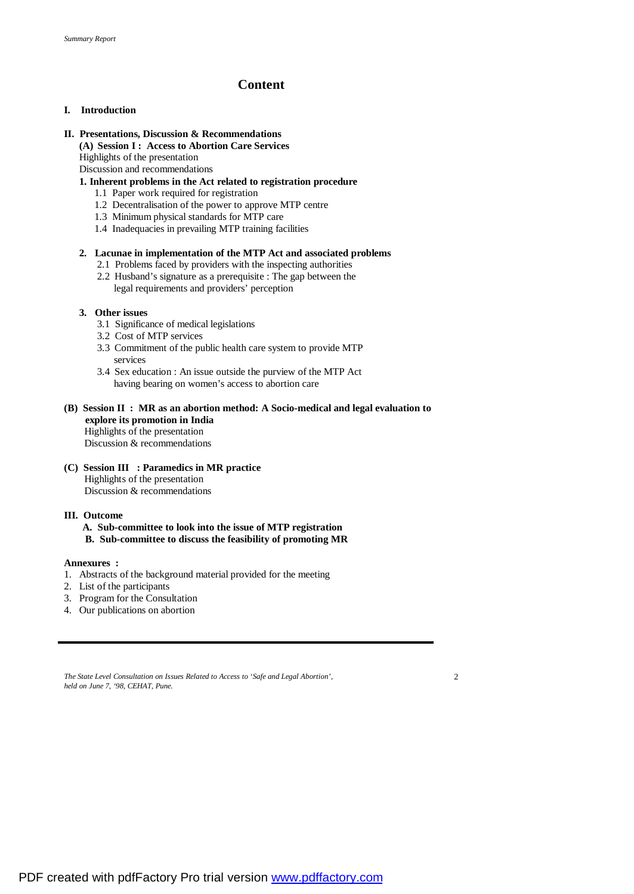# Content

**I. Introduction**

**II. Presentations, Discussion & Recommendations**

**(A) Session I : Access to Abortion Care Services**

Highlights of the presentation

Discussion and recommendations

**1. Inherent problems in the Act related to registration procedure**

- 1.1 Paper work required for registration
- 1.2 Decentralisation of the power to approve MTP centre
- 1.3 Minimum physical standards for MTP care
- 1.4 Inadequacies in prevailing MTP training facilities

**2. Lacunae in implementation of the MTP Act and associated problems**

- 2.1 Problems faced by providers with the inspecting authorities
- 2.2 Husband's signature as a prerequisite : The gap between the legal requirements and providers' perception

**3. Other issues**

- 3.1 Significance of medical legislations
- 3.2 Cost of MTP services
- 3.3 Commitment of the public health care system to provide MTP services
- 3.4 Sex education : An issue outside the purview of the MTP Act having bearing on women's access to abortion care

**(B) Session II : MR as an abortion method: A Socio-medical and legal evaluation to explore its promotion in India**

Highlights of the presentation

Discussion & recommendations

**(C) Session III : Paramedics in MR practice**

Highlights of the presentation

Discussion & recommendations

**III. Outcome**

**A. Sub-committee to look into the issue of MTP registration**

**B. Sub-committee to discuss the feasibility of promoting MR**

**Annexures :**

1. Abstracts of the background material provided for the meeting
2. List of the participants
3. Program for the Consultation
4. Our publications on abortion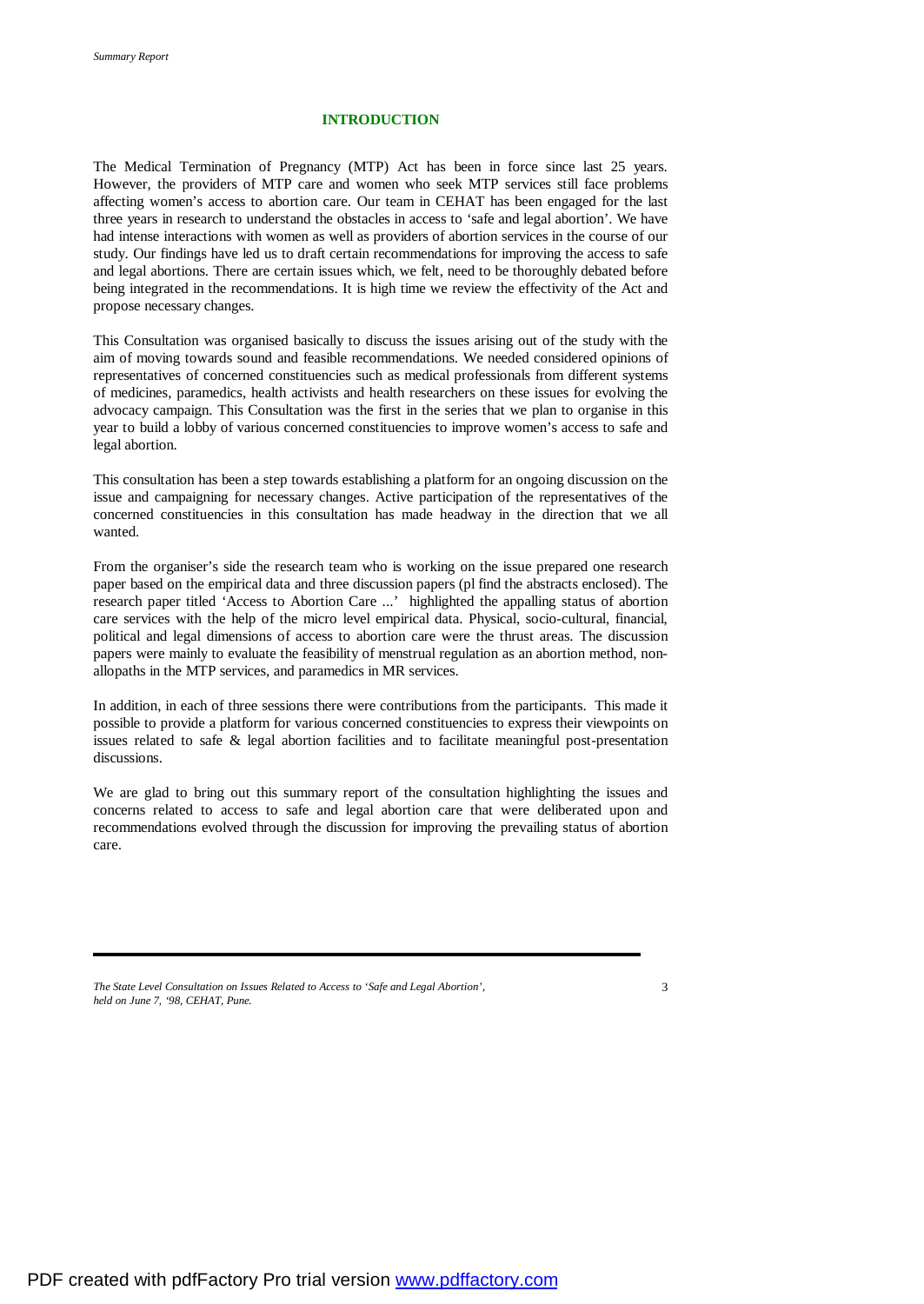## INTRODUCTION

The Medical Termination of Pregnancy (MTP) Act has been in force since last 25 years. However, the providers of MTP care and women who seek MTP services still face problems affecting women's access to abortion care. Our team in CEHAT has been engaged for the last three years in research to understand the obstacles in access to 'safe and legal abortion'. We have had intense interactions with women as well as providers of abortion services in the course of our study. Our findings have led us to draft certain recommendations for improving the access to safe and legal abortions. There are certain issues which, we felt, need to be thoroughly debated before being integrated in the recommendations. It is high time we review the effectivity of the Act and propose necessary changes.

This Consultation was organised basically to discuss the issues arising out of the study with the aim of moving towards sound and feasible recommendations. We needed considered opinions of representatives of concerned constituencies such as medical professionals from different systems of medicines, paramedics, health activists and health researchers on these issues for evolving the advocacy campaign. This Consultation was the first in the series that we plan to organise in this year to build a lobby of various concerned constituencies to improve women's access to safe and legal abortion.

This consultation has been a step towards establishing a platform for an ongoing discussion on the issue and campaigning for necessary changes. Active participation of the representatives of the concerned constituencies in this consultation has made headway in the direction that we all wanted.

From the organiser's side the research team who is working on the issue prepared one research paper based on the empirical data and three discussion papers (pl find the abstracts enclosed). The research paper titled 'Access to Abortion Care ...' highlighted the appalling status of abortion care services with the help of the micro level empirical data. Physical, socio-cultural, financial, political and legal dimensions of access to abortion care were the thrust areas. The discussion papers were mainly to evaluate the feasibility of menstrual regulation as an abortion method, non-allopaths in the MTP services, and paramedics in MR services.

In addition, in each of three sessions there were contributions from the participants. This made it possible to provide a platform for various concerned constituencies to express their viewpoints on issues related to safe & legal abortion facilities and to facilitate meaningful post-presentation discussions.

We are glad to bring out this summary report of the consultation highlighting the issues and concerns related to access to safe and legal abortion care that were deliberated upon and recommendations evolved through the discussion for improving the prevailing status of abortion care.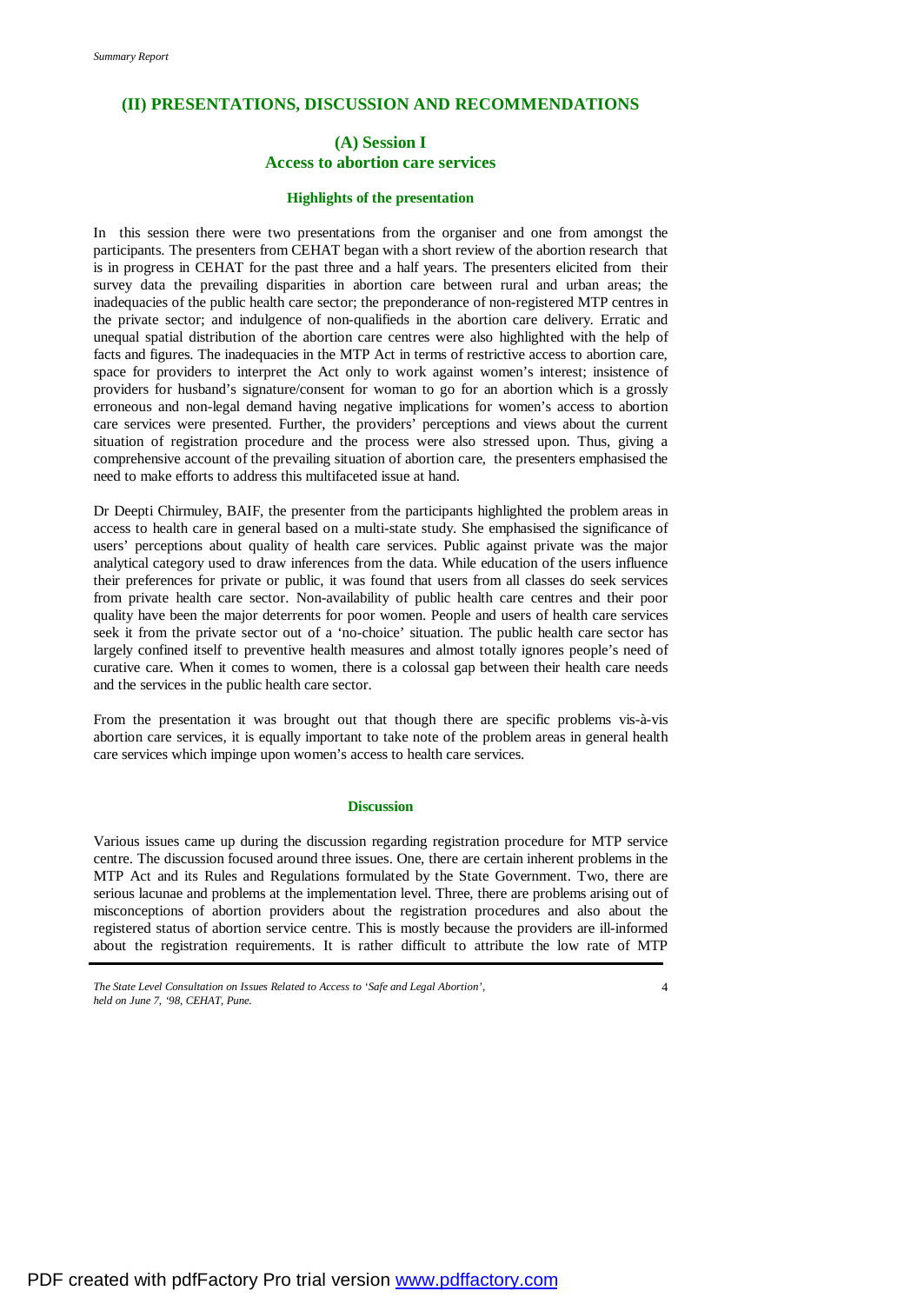## (II) PRESENTATIONS, DISCUSSION AND RECOMMENDATIONS

### (A) Session I
### Access to abortion care services

#### Highlights of the presentation

In this session there were two presentations from the organiser and one from amongst the participants. The presenters from CEHAT began with a short review of the abortion research that is in progress in CEHAT for the past three and a half years. The presenters elicited from their survey data the prevailing disparities in abortion care between rural and urban areas; the inadequacies of the public health care sector; the preponderance of non-registered MTP centres in the private sector; and indulgence of non-qualifieds in the abortion care delivery. Erratic and unequal spatial distribution of the abortion care centres were also highlighted with the help of facts and figures. The inadequacies in the MTP Act in terms of restrictive access to abortion care, space for providers to interpret the Act only to work against women's interest; insistence of providers for husband's signature/consent for woman to go for an abortion which is a grossly erroneous and non-legal demand having negative implications for women's access to abortion care services were presented. Further, the providers' perceptions and views about the current situation of registration procedure and the process were also stressed upon. Thus, giving a comprehensive account of the prevailing situation of abortion care, the presenters emphasised the need to make efforts to address this multifaceted issue at hand.

Dr Deepti Chirmuley, BAIF, the presenter from the participants highlighted the problem areas in access to health care in general based on a multi-state study. She emphasised the significance of users' perceptions about quality of health care services. Public against private was the major analytical category used to draw inferences from the data. While education of the users influence their preferences for private or public, it was found that users from all classes do seek services from private health care sector. Non-availability of public health care centres and their poor quality have been the major deterrents for poor women. People and users of health care services seek it from the private sector out of a 'no-choice' situation. The public health care sector has largely confined itself to preventive health measures and almost totally ignores people's need of curative care. When it comes to women, there is a colossal gap between their health care needs and the services in the public health care sector.

From the presentation it was brought out that though there are specific problems vis-à-vis abortion care services, it is equally important to take note of the problem areas in general health care services which impinge upon women's access to health care services.

#### Discussion

Various issues came up during the discussion regarding registration procedure for MTP service centre. The discussion focused around three issues. One, there are certain inherent problems in the MTP Act and its Rules and Regulations formulated by the State Government. Two, there are serious lacunae and problems at the implementation level. Three, there are problems arising out of misconceptions of abortion providers about the registration procedures and also about the registered status of abortion service centre. This is mostly because the providers are ill-informed about the registration requirements. It is rather difficult to attribute the low rate of MTP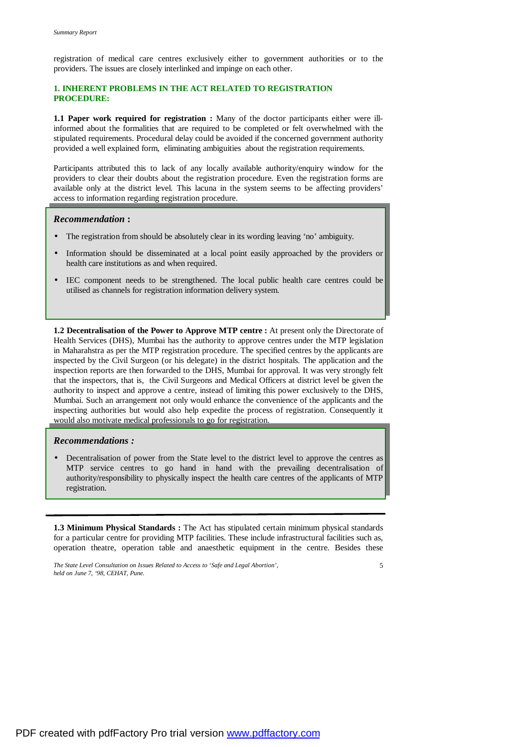registration of medical care centres exclusively either to government authorities or to the providers. The issues are closely interlinked and impinge on each other.

## 1. INHERENT PROBLEMS IN THE ACT RELATED TO REGISTRATION PROCEDURE:

**1.1 Paper work required for registration :** Many of the doctor participants either were ill-informed about the formalities that are required to be completed or felt overwhelmed with the stipulated requirements. Procedural delay could be avoided if the concerned government authority provided a well explained form, eliminating ambiguities about the registration requirements.

Participants attributed this to lack of any locally available authority/enquiry window for the providers to clear their doubts about the registration procedure. Even the registration forms are available only at the district level. This lacuna in the system seems to be affecting providers' access to information regarding registration procedure.

***Recommendation* :**

- The registration from should be absolutely clear in its wording leaving 'no' ambiguity.
- Information should be disseminated at a local point easily approached by the providers or health care institutions as and when required.
- IEC component needs to be strengthened. The local public health care centres could be utilised as channels for registration information delivery system.

**1.2 Decentralisation of the Power to Approve MTP centre :** At present only the Directorate of Health Services (DHS), Mumbai has the authority to approve centres under the MTP legislation in Maharahstra as per the MTP registration procedure. The specified centres by the applicants are inspected by the Civil Surgeon (or his delegate) in the district hospitals. The application and the inspection reports are then forwarded to the DHS, Mumbai for approval. It was very strongly felt that the inspectors, that is, the Civil Surgeons and Medical Officers at district level be given the authority to inspect and approve a centre, instead of limiting this power exclusively to the DHS, Mumbai. Such an arrangement not only would enhance the convenience of the applicants and the inspecting authorities but would also help expedite the process of registration. Consequently it would also motivate medical professionals to go for registration.

***Recommendations :***

- Decentralisation of power from the State level to the district level to approve the centres as MTP service centres to go hand in hand with the prevailing decentralisation of authority/responsibility to physically inspect the health care centres of the applicants of MTP registration.

---

**1.3 Minimum Physical Standards :** The Act has stipulated certain minimum physical standards for a particular centre for providing MTP facilities. These include infrastructural facilities such as, operation theatre, operation table and anaesthetic equipment in the centre. Besides these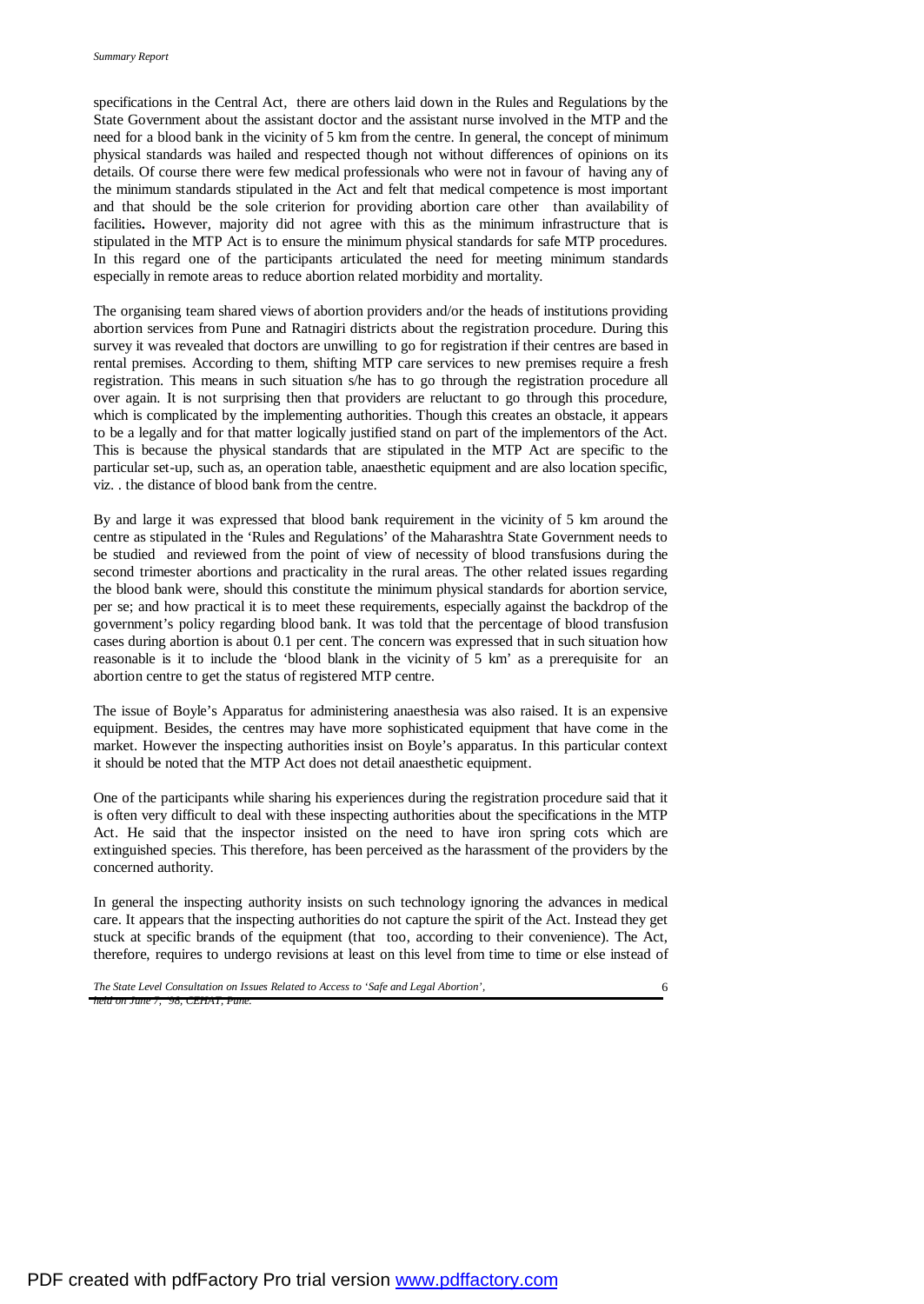specifications in the Central Act, there are others laid down in the Rules and Regulations by the State Government about the assistant doctor and the assistant nurse involved in the MTP and the need for a blood bank in the vicinity of 5 km from the centre. In general, the concept of minimum physical standards was hailed and respected though not without differences of opinions on its details. Of course there were few medical professionals who were not in favour of having any of the minimum standards stipulated in the Act and felt that medical competence is most important and that should be the sole criterion for providing abortion care other than availability of facilities**.** However, majority did not agree with this as the minimum infrastructure that is stipulated in the MTP Act is to ensure the minimum physical standards for safe MTP procedures. In this regard one of the participants articulated the need for meeting minimum standards especially in remote areas to reduce abortion related morbidity and mortality.

The organising team shared views of abortion providers and/or the heads of institutions providing abortion services from Pune and Ratnagiri districts about the registration procedure. During this survey it was revealed that doctors are unwilling to go for registration if their centres are based in rental premises. According to them, shifting MTP care services to new premises require a fresh registration. This means in such situation s/he has to go through the registration procedure all over again. It is not surprising then that providers are reluctant to go through this procedure, which is complicated by the implementing authorities. Though this creates an obstacle, it appears to be a legally and for that matter logically justified stand on part of the implementors of the Act. This is because the physical standards that are stipulated in the MTP Act are specific to the particular set-up, such as, an operation table, anaesthetic equipment and are also location specific, viz. . the distance of blood bank from the centre.

By and large it was expressed that blood bank requirement in the vicinity of 5 km around the centre as stipulated in the 'Rules and Regulations' of the Maharashtra State Government needs to be studied and reviewed from the point of view of necessity of blood transfusions during the second trimester abortions and practicality in the rural areas. The other related issues regarding the blood bank were, should this constitute the minimum physical standards for abortion service, per se; and how practical it is to meet these requirements, especially against the backdrop of the government's policy regarding blood bank. It was told that the percentage of blood transfusion cases during abortion is about 0.1 per cent. The concern was expressed that in such situation how reasonable is it to include the 'blood blank in the vicinity of 5 km' as a prerequisite for an abortion centre to get the status of registered MTP centre.

The issue of Boyle's Apparatus for administering anaesthesia was also raised. It is an expensive equipment. Besides, the centres may have more sophisticated equipment that have come in the market. However the inspecting authorities insist on Boyle's apparatus. In this particular context it should be noted that the MTP Act does not detail anaesthetic equipment.

One of the participants while sharing his experiences during the registration procedure said that it is often very difficult to deal with these inspecting authorities about the specifications in the MTP Act. He said that the inspector insisted on the need to have iron spring cots which are extinguished species. This therefore, has been perceived as the harassment of the providers by the concerned authority.

In general the inspecting authority insists on such technology ignoring the advances in medical care. It appears that the inspecting authorities do not capture the spirit of the Act. Instead they get stuck at specific brands of the equipment (that too, according to their convenience). The Act, therefore, requires to undergo revisions at least on this level from time to time or else instead of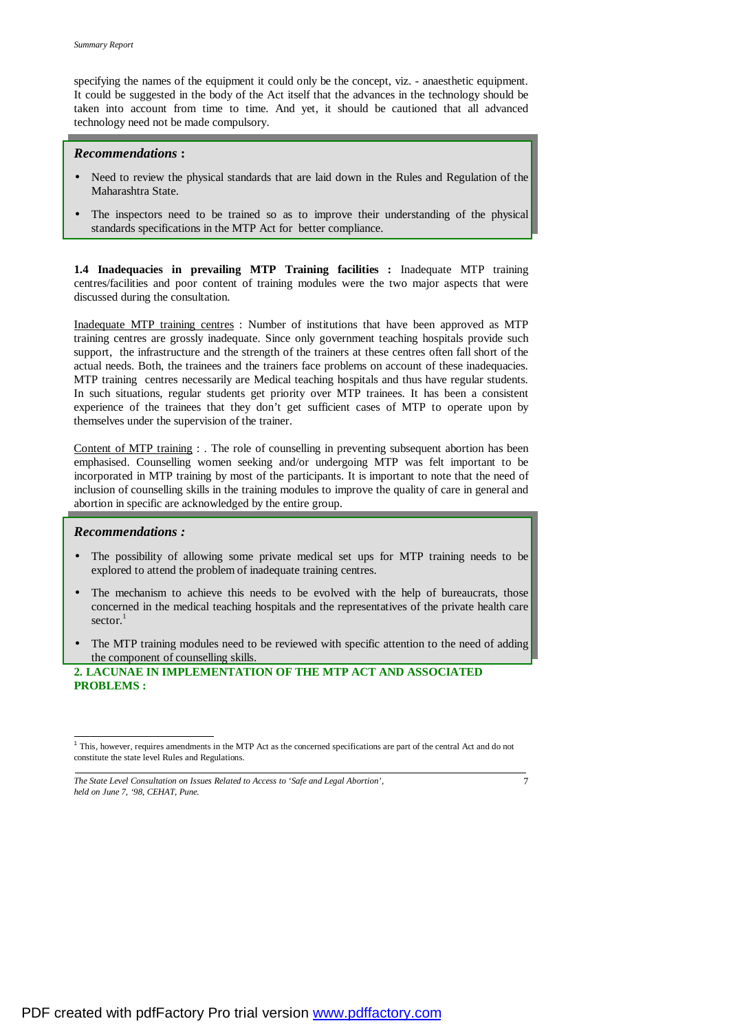specifying the names of the equipment it could only be the concept, viz. - anaesthetic equipment. It could be suggested in the body of the Act itself that the advances in the technology should be taken into account from time to time. And yet, it should be cautioned that all advanced technology need not be made compulsory.

***Recommendations* :**

- Need to review the physical standards that are laid down in the Rules and Regulation of the Maharashtra State.
- The inspectors need to be trained so as to improve their understanding of the physical standards specifications in the MTP Act for better compliance.

**1.4 Inadequacies in prevailing MTP Training facilities :** Inadequate MTP training centres/facilities and poor content of training modules were the two major aspects that were discussed during the consultation.

Inadequate MTP training centres : Number of institutions that have been approved as MTP training centres are grossly inadequate. Since only government teaching hospitals provide such support, the infrastructure and the strength of the trainers at these centres often fall short of the actual needs. Both, the trainees and the trainers face problems on account of these inadequacies. MTP training centres necessarily are Medical teaching hospitals and thus have regular students. In such situations, regular students get priority over MTP trainees. It has been a consistent experience of the trainees that they don't get sufficient cases of MTP to operate upon by themselves under the supervision of the trainer.

Content of MTP training : . The role of counselling in preventing subsequent abortion has been emphasised. Counselling women seeking and/or undergoing MTP was felt important to be incorporated in MTP training by most of the participants. It is important to note that the need of inclusion of counselling skills in the training modules to improve the quality of care in general and abortion in specific are acknowledged by the entire group.

***Recommendations :***

- The possibility of allowing some private medical set ups for MTP training needs to be explored to attend the problem of inadequate training centres.
- The mechanism to achieve this needs to be evolved with the help of bureaucrats, those concerned in the medical teaching hospitals and the representatives of the private health care sector.[1]
- The MTP training modules need to be reviewed with specific attention to the need of adding the component of counselling skills.

## 2. LACUNAE IN IMPLEMENTATION OF THE MTP ACT AND ASSOCIATED PROBLEMS :

[1] This, however, requires amendments in the MTP Act as the concerned specifications are part of the central Act and do not constitute the state level Rules and Regulations.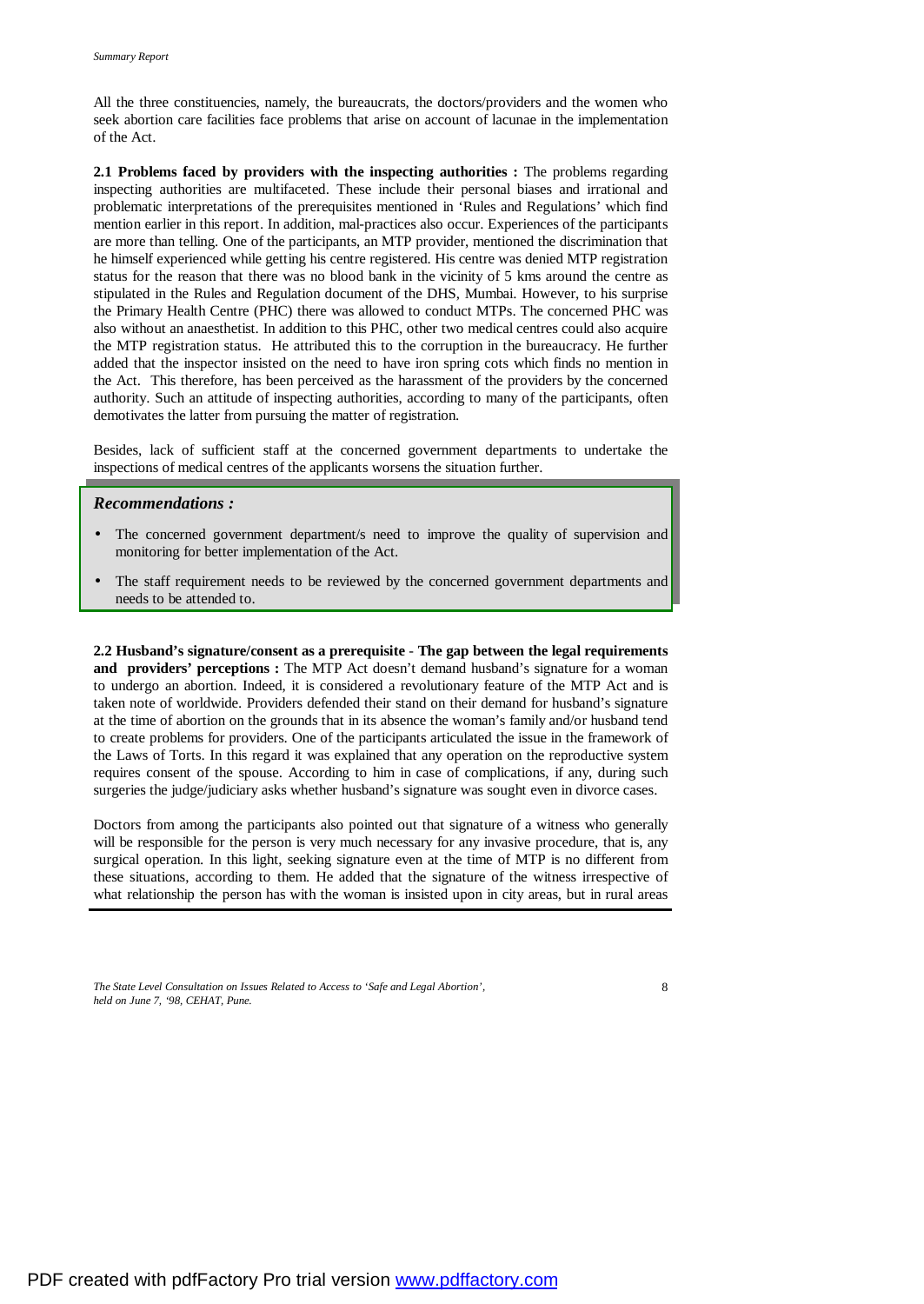All the three constituencies, namely, the bureaucrats, the doctors/providers and the women who seek abortion care facilities face problems that arise on account of lacunae in the implementation of the Act.

**2.1 Problems faced by providers with the inspecting authorities :** The problems regarding inspecting authorities are multifaceted. These include their personal biases and irrational and problematic interpretations of the prerequisites mentioned in 'Rules and Regulations' which find mention earlier in this report. In addition, mal-practices also occur. Experiences of the participants are more than telling. One of the participants, an MTP provider, mentioned the discrimination that he himself experienced while getting his centre registered. His centre was denied MTP registration status for the reason that there was no blood bank in the vicinity of 5 kms around the centre as stipulated in the Rules and Regulation document of the DHS, Mumbai. However, to his surprise the Primary Health Centre (PHC) there was allowed to conduct MTPs. The concerned PHC was also without an anaesthetist. In addition to this PHC, other two medical centres could also acquire the MTP registration status. He attributed this to the corruption in the bureaucracy. He further added that the inspector insisted on the need to have iron spring cots which finds no mention in the Act. This therefore, has been perceived as the harassment of the providers by the concerned authority. Such an attitude of inspecting authorities, according to many of the participants, often demotivates the latter from pursuing the matter of registration.

Besides, lack of sufficient staff at the concerned government departments to undertake the inspections of medical centres of the applicants worsens the situation further.

***Recommendations :***

- The concerned government department/s need to improve the quality of supervision and monitoring for better implementation of the Act.
- The staff requirement needs to be reviewed by the concerned government departments and needs to be attended to.

**2.2 Husband's signature/consent as a prerequisite - The gap between the legal requirements and providers' perceptions :** The MTP Act doesn't demand husband's signature for a woman to undergo an abortion. Indeed, it is considered a revolutionary feature of the MTP Act and is taken note of worldwide. Providers defended their stand on their demand for husband's signature at the time of abortion on the grounds that in its absence the woman's family and/or husband tend to create problems for providers. One of the participants articulated the issue in the framework of the Laws of Torts. In this regard it was explained that any operation on the reproductive system requires consent of the spouse. According to him in case of complications, if any, during such surgeries the judge/judiciary asks whether husband's signature was sought even in divorce cases.

Doctors from among the participants also pointed out that signature of a witness who generally will be responsible for the person is very much necessary for any invasive procedure, that is, any surgical operation. In this light, seeking signature even at the time of MTP is no different from these situations, according to them. He added that the signature of the witness irrespective of what relationship the person has with the woman is insisted upon in city areas, but in rural areas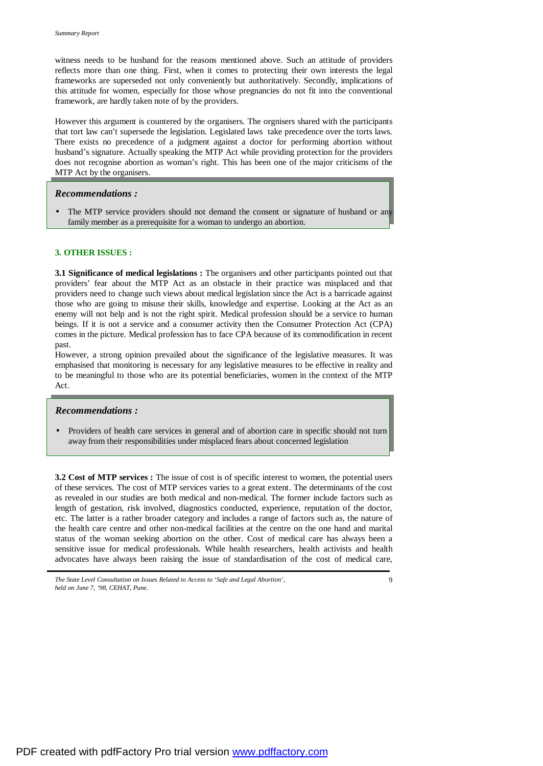witness needs to be husband for the reasons mentioned above. Such an attitude of providers reflects more than one thing. First, when it comes to protecting their own interests the legal frameworks are superseded not only conveniently but authoritatively. Secondly, implications of this attitude for women, especially for those whose pregnancies do not fit into the conventional framework, are hardly taken note of by the providers.

However this argument is countered by the organisers. The orgnisers shared with the participants that tort law can't supersede the legislation. Legislated laws take precedence over the torts laws. There exists no precedence of a judgment against a doctor for performing abortion without husband's signature. Actually speaking the MTP Act while providing protection for the providers does not recognise abortion as woman's right. This has been one of the major criticisms of the MTP Act by the organisers.

***Recommendations :***

- The MTP service providers should not demand the consent or signature of husband or any family member as a prerequisite for a woman to undergo an abortion.

## 3. OTHER ISSUES :

**3.1 Significance of medical legislations :** The organisers and other participants pointed out that providers' fear about the MTP Act as an obstacle in their practice was misplaced and that providers need to change such views about medical legislation since the Act is a barricade against those who are going to misuse their skills, knowledge and expertise. Looking at the Act as an enemy will not help and is not the right spirit. Medical profession should be a service to human beings. If it is not a service and a consumer activity then the Consumer Protection Act (CPA) comes in the picture. Medical profession has to face CPA because of its commodification in recent past.

However, a strong opinion prevailed about the significance of the legislative measures. It was emphasised that monitoring is necessary for any legislative measures to be effective in reality and to be meaningful to those who are its potential beneficiaries, women in the context of the MTP Act.

***Recommendations :***

- Providers of health care services in general and of abortion care in specific should not turn away from their responsibilities under misplaced fears about concerned legislation

**3.2 Cost of MTP services :** The issue of cost is of specific interest to women, the potential users of these services. The cost of MTP services varies to a great extent. The determinants of the cost as revealed in our studies are both medical and non-medical. The former include factors such as length of gestation, risk involved, diagnostics conducted, experience, reputation of the doctor, etc. The latter is a rather broader category and includes a range of factors such as, the nature of the health care centre and other non-medical facilities at the centre on the one hand and marital status of the woman seeking abortion on the other. Cost of medical care has always been a sensitive issue for medical professionals. While health researchers, health activists and health advocates have always been raising the issue of standardisation of the cost of medical care,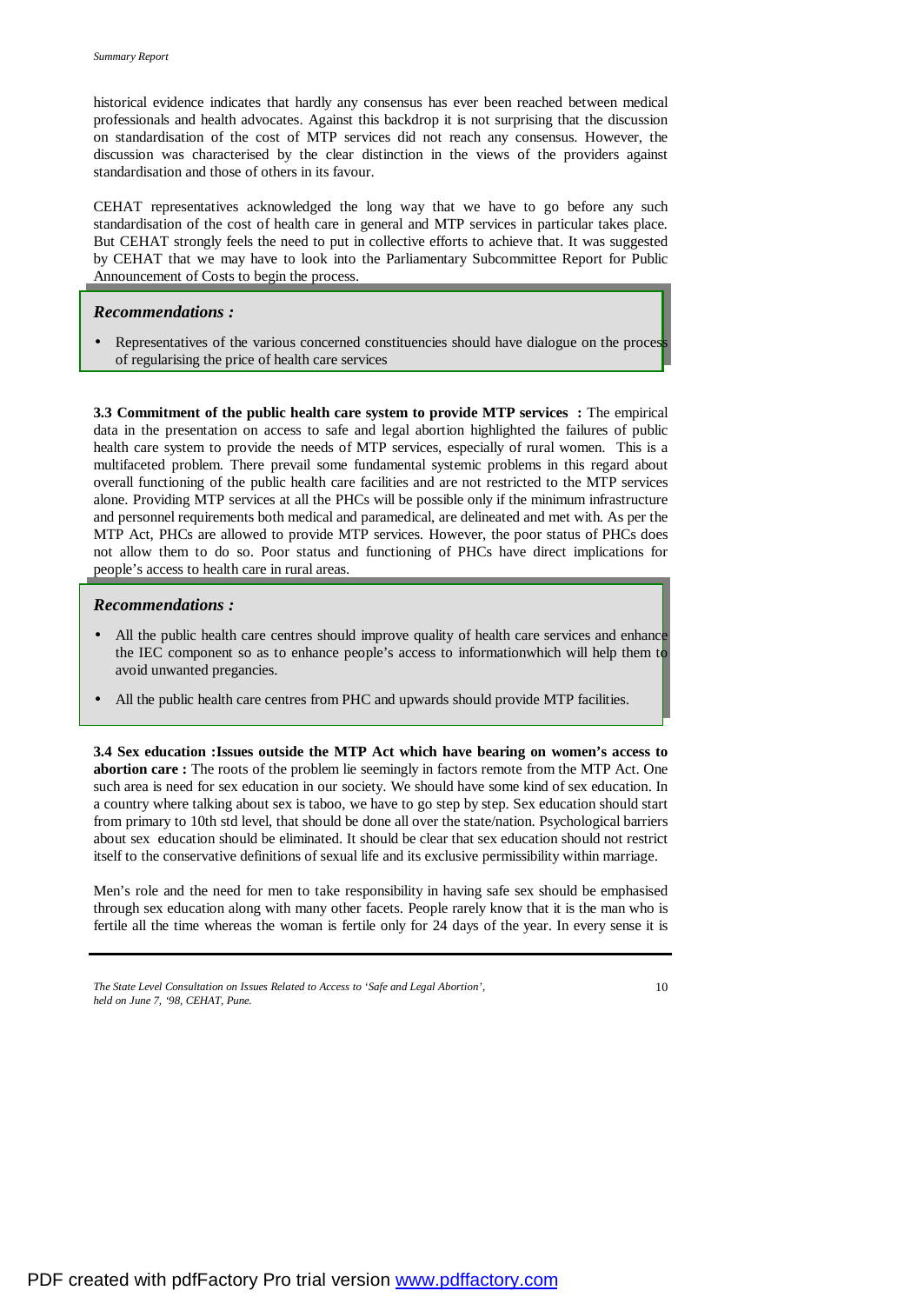historical evidence indicates that hardly any consensus has ever been reached between medical professionals and health advocates. Against this backdrop it is not surprising that the discussion on standardisation of the cost of MTP services did not reach any consensus. However, the discussion was characterised by the clear distinction in the views of the providers against standardisation and those of others in its favour.

CEHAT representatives acknowledged the long way that we have to go before any such standardisation of the cost of health care in general and MTP services in particular takes place. But CEHAT strongly feels the need to put in collective efforts to achieve that. It was suggested by CEHAT that we may have to look into the Parliamentary Subcommittee Report for Public Announcement of Costs to begin the process.

***Recommendations :***

- Representatives of the various concerned constituencies should have dialogue on the process of regularising the price of health care services

**3.3 Commitment of the public health care system to provide MTP services :** The empirical data in the presentation on access to safe and legal abortion highlighted the failures of public health care system to provide the needs of MTP services, especially of rural women. This is a multifaceted problem. There prevail some fundamental systemic problems in this regard about overall functioning of the public health care facilities and are not restricted to the MTP services alone. Providing MTP services at all the PHCs will be possible only if the minimum infrastructure and personnel requirements both medical and paramedical, are delineated and met with. As per the MTP Act, PHCs are allowed to provide MTP services. However, the poor status of PHCs does not allow them to do so. Poor status and functioning of PHCs have direct implications for people's access to health care in rural areas.

***Recommendations :***

- All the public health care centres should improve quality of health care services and enhance the IEC component so as to enhance people's access to informationwhich will help them to avoid unwanted pregancies.
- All the public health care centres from PHC and upwards should provide MTP facilities.

**3.4 Sex education :Issues outside the MTP Act which have bearing on women's access to abortion care :** The roots of the problem lie seemingly in factors remote from the MTP Act. One such area is need for sex education in our society. We should have some kind of sex education. In a country where talking about sex is taboo, we have to go step by step. Sex education should start from primary to 10th std level, that should be done all over the state/nation. Psychological barriers about sex education should be eliminated. It should be clear that sex education should not restrict itself to the conservative definitions of sexual life and its exclusive permissibility within marriage.

Men's role and the need for men to take responsibility in having safe sex should be emphasised through sex education along with many other facets. People rarely know that it is the man who is fertile all the time whereas the woman is fertile only for 24 days of the year. In every sense it is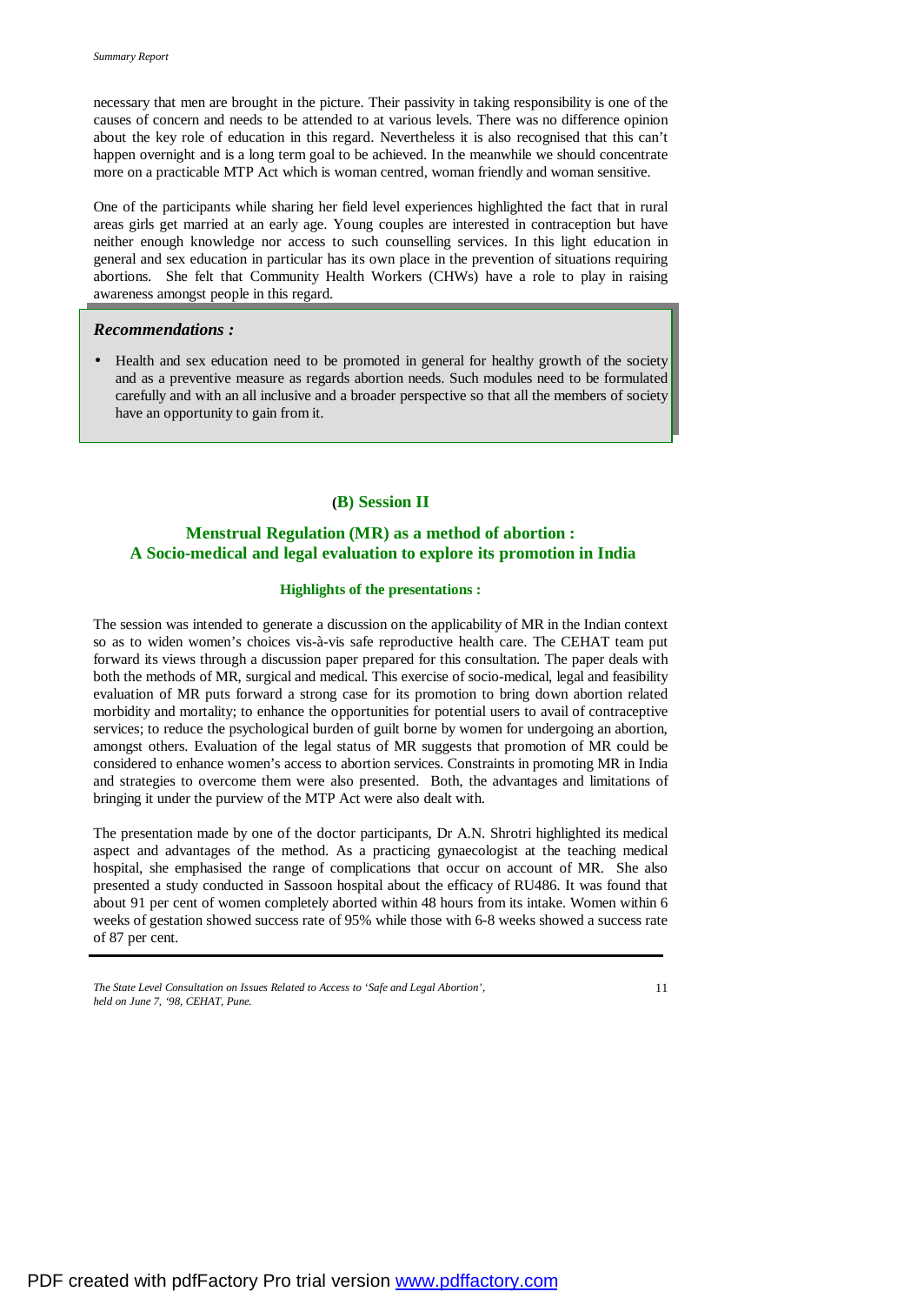necessary that men are brought in the picture. Their passivity in taking responsibility is one of the causes of concern and needs to be attended to at various levels. There was no difference opinion about the key role of education in this regard. Nevertheless it is also recognised that this can't happen overnight and is a long term goal to be achieved. In the meanwhile we should concentrate more on a practicable MTP Act which is woman centred, woman friendly and woman sensitive.

One of the participants while sharing her field level experiences highlighted the fact that in rural areas girls get married at an early age. Young couples are interested in contraception but have neither enough knowledge nor access to such counselling services. In this light education in general and sex education in particular has its own place in the prevention of situations requiring abortions. She felt that Community Health Workers (CHWs) have a role to play in raising awareness amongst people in this regard.

***Recommendations :***

- Health and sex education need to be promoted in general for healthy growth of the society and as a preventive measure as regards abortion needs. Such modules need to be formulated carefully and with an all inclusive and a broader perspective so that all the members of society have an opportunity to gain from it.

## (B) Session II

## Menstrual Regulation (MR) as a method of abortion : A Socio-medical and legal evaluation to explore its promotion in India

### Highlights of the presentations :

The session was intended to generate a discussion on the applicability of MR in the Indian context so as to widen women's choices vis-à-vis safe reproductive health care. The CEHAT team put forward its views through a discussion paper prepared for this consultation. The paper deals with both the methods of MR, surgical and medical. This exercise of socio-medical, legal and feasibility evaluation of MR puts forward a strong case for its promotion to bring down abortion related morbidity and mortality; to enhance the opportunities for potential users to avail of contraceptive services; to reduce the psychological burden of guilt borne by women for undergoing an abortion, amongst others. Evaluation of the legal status of MR suggests that promotion of MR could be considered to enhance women's access to abortion services. Constraints in promoting MR in India and strategies to overcome them were also presented. Both, the advantages and limitations of bringing it under the purview of the MTP Act were also dealt with.

The presentation made by one of the doctor participants, Dr A.N. Shrotri highlighted its medical aspect and advantages of the method. As a practicing gynaecologist at the teaching medical hospital, she emphasised the range of complications that occur on account of MR. She also presented a study conducted in Sassoon hospital about the efficacy of RU486. It was found that about 91 per cent of women completely aborted within 48 hours from its intake. Women within 6 weeks of gestation showed success rate of 95% while those with 6-8 weeks showed a success rate of 87 per cent.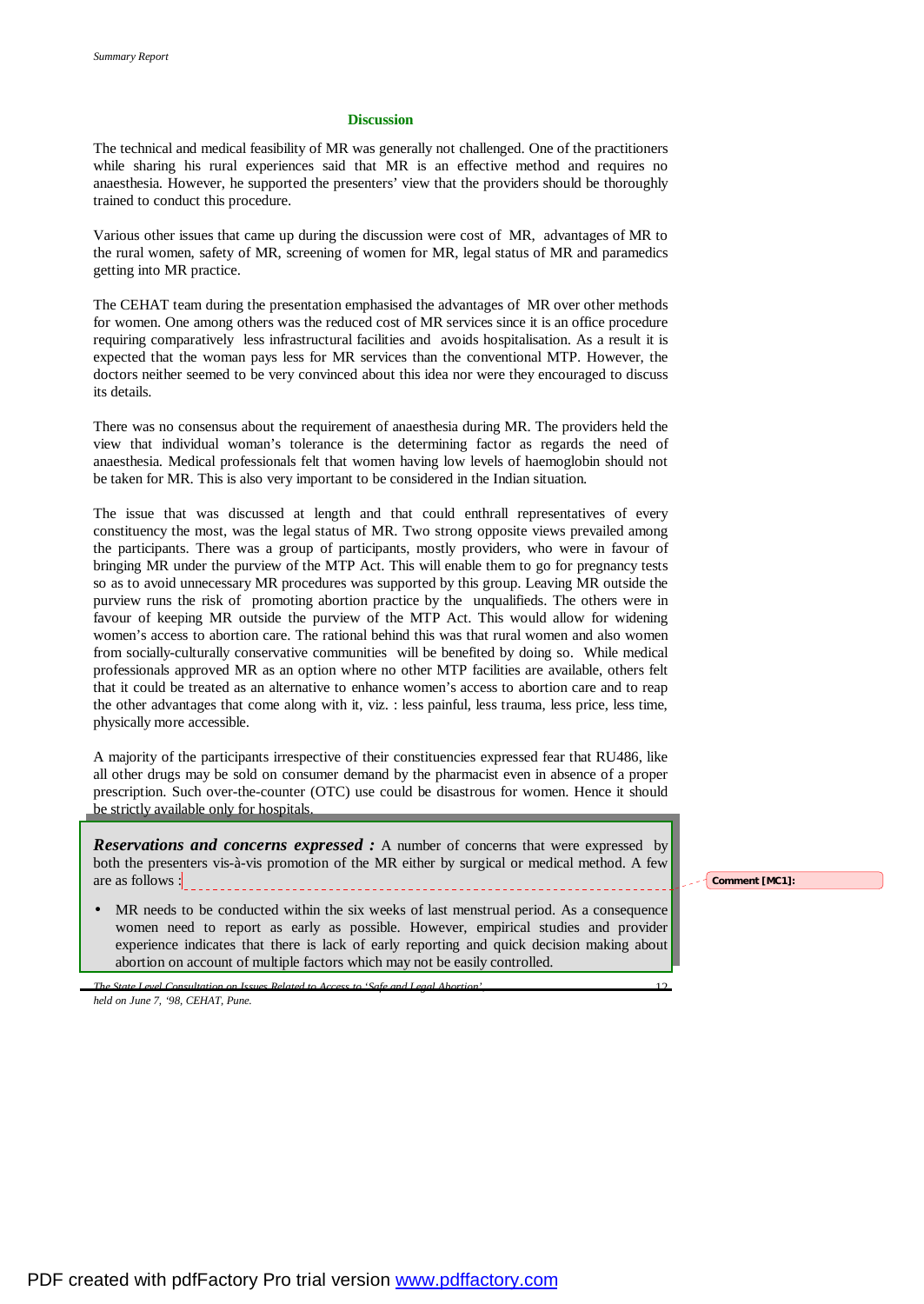## Discussion

The technical and medical feasibility of MR was generally not challenged. One of the practitioners while sharing his rural experiences said that MR is an effective method and requires no anaesthesia. However, he supported the presenters' view that the providers should be thoroughly trained to conduct this procedure.

Various other issues that came up during the discussion were cost of MR, advantages of MR to the rural women, safety of MR, screening of women for MR, legal status of MR and paramedics getting into MR practice.

The CEHAT team during the presentation emphasised the advantages of MR over other methods for women. One among others was the reduced cost of MR services since it is an office procedure requiring comparatively less infrastructural facilities and avoids hospitalisation. As a result it is expected that the woman pays less for MR services than the conventional MTP. However, the doctors neither seemed to be very convinced about this idea nor were they encouraged to discuss its details.

There was no consensus about the requirement of anaesthesia during MR. The providers held the view that individual woman's tolerance is the determining factor as regards the need of anaesthesia. Medical professionals felt that women having low levels of haemoglobin should not be taken for MR. This is also very important to be considered in the Indian situation.

The issue that was discussed at length and that could enthrall representatives of every constituency the most, was the legal status of MR. Two strong opposite views prevailed among the participants. There was a group of participants, mostly providers, who were in favour of bringing MR under the purview of the MTP Act. This will enable them to go for pregnancy tests so as to avoid unnecessary MR procedures was supported by this group. Leaving MR outside the purview runs the risk of promoting abortion practice by the unqualifieds. The others were in favour of keeping MR outside the purview of the MTP Act. This would allow for widening women's access to abortion care. The rational behind this was that rural women and also women from socially-culturally conservative communities will be benefited by doing so. While medical professionals approved MR as an option where no other MTP facilities are available, others felt that it could be treated as an alternative to enhance women's access to abortion care and to reap the other advantages that come along with it, viz. : less painful, less trauma, less price, less time, physically more accessible.

A majority of the participants irrespective of their constituencies expressed fear that RU486, like all other drugs may be sold on consumer demand by the pharmacist even in absence of a proper prescription. Such over-the-counter (OTC) use could be disastrous for women. Hence it should be strictly available only for hospitals.

***Reservations and concerns expressed :*** A number of concerns that were expressed by both the presenters vis-à-vis promotion of the MR either by surgical or medical method. A few are as follows :

- MR needs to be conducted within the six weeks of last menstrual period. As a consequence women need to report as early as possible. However, empirical studies and provider experience indicates that there is lack of early reporting and quick decision making about abortion on account of multiple factors which may not be easily controlled.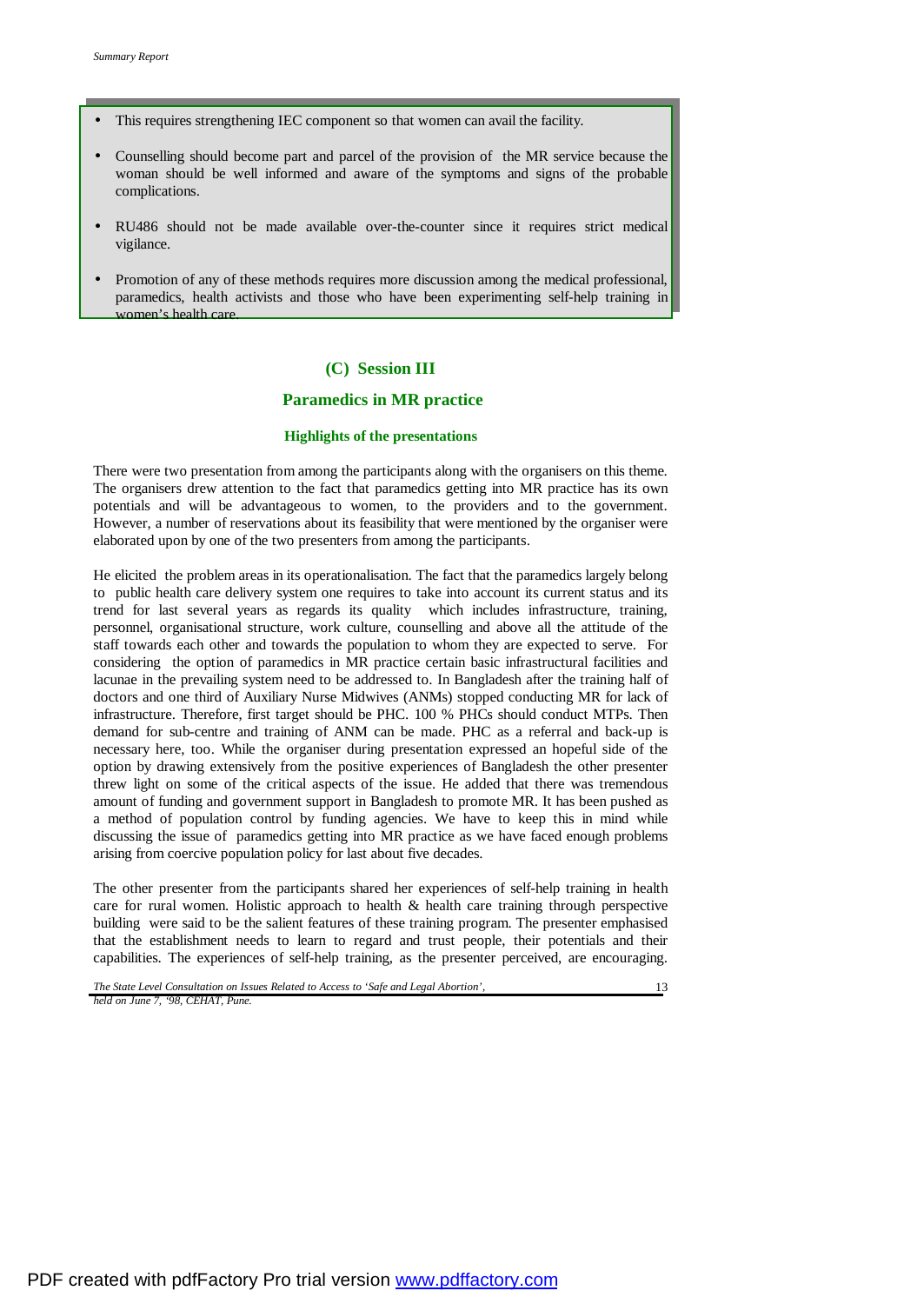- This requires strengthening IEC component so that women can avail the facility.
- Counselling should become part and parcel of the provision of the MR service because the woman should be well informed and aware of the symptoms and signs of the probable complications.
- RU486 should not be made available over-the-counter since it requires strict medical vigilance.
- Promotion of any of these methods requires more discussion among the medical professional, paramedics, health activists and those who have been experimenting self-help training in women's health care.

## (C) Session III

## Paramedics in MR practice

### Highlights of the presentations

There were two presentation from among the participants along with the organisers on this theme. The organisers drew attention to the fact that paramedics getting into MR practice has its own potentials and will be advantageous to women, to the providers and to the government. However, a number of reservations about its feasibility that were mentioned by the organiser were elaborated upon by one of the two presenters from among the participants.

He elicited the problem areas in its operationalisation. The fact that the paramedics largely belong to public health care delivery system one requires to take into account its current status and its trend for last several years as regards its quality which includes infrastructure, training, personnel, organisational structure, work culture, counselling and above all the attitude of the staff towards each other and towards the population to whom they are expected to serve. For considering the option of paramedics in MR practice certain basic infrastructural facilities and lacunae in the prevailing system need to be addressed to. In Bangladesh after the training half of doctors and one third of Auxiliary Nurse Midwives (ANMs) stopped conducting MR for lack of infrastructure. Therefore, first target should be PHC. 100 % PHCs should conduct MTPs. Then demand for sub-centre and training of ANM can be made. PHC as a referral and back-up is necessary here, too. While the organiser during presentation expressed an hopeful side of the option by drawing extensively from the positive experiences of Bangladesh the other presenter threw light on some of the critical aspects of the issue. He added that there was tremendous amount of funding and government support in Bangladesh to promote MR. It has been pushed as a method of population control by funding agencies. We have to keep this in mind while discussing the issue of paramedics getting into MR practice as we have faced enough problems arising from coercive population policy for last about five decades.

The other presenter from the participants shared her experiences of self-help training in health care for rural women. Holistic approach to health & health care training through perspective building were said to be the salient features of these training program. The presenter emphasised that the establishment needs to learn to regard and trust people, their potentials and their capabilities. The experiences of self-help training, as the presenter perceived, are encouraging.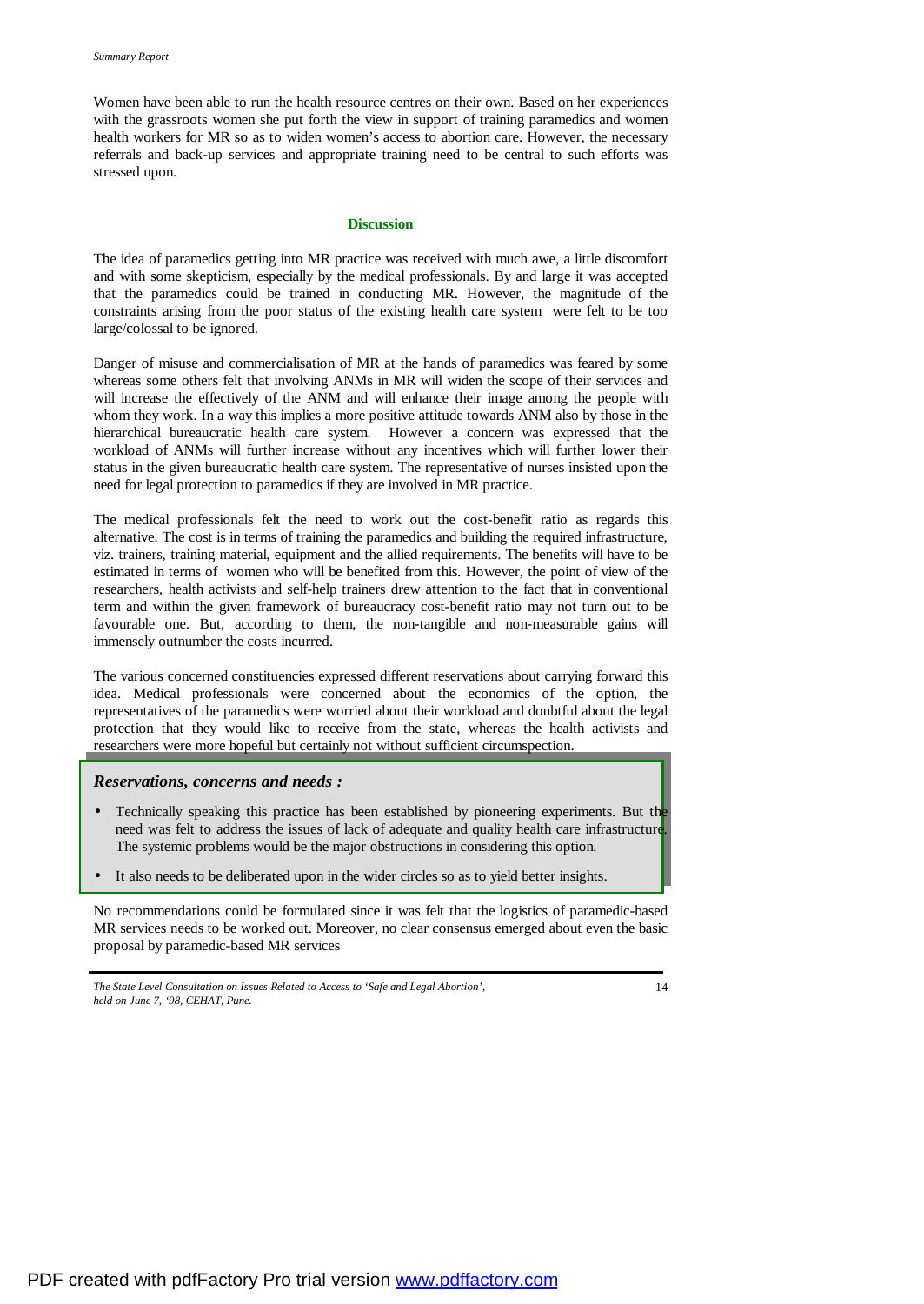Women have been able to run the health resource centres on their own. Based on her experiences with the grassroots women she put forth the view in support of training paramedics and women health workers for MR so as to widen women's access to abortion care. However, the necessary referrals and back-up services and appropriate training need to be central to such efforts was stressed upon.

## Discussion

The idea of paramedics getting into MR practice was received with much awe, a little discomfort and with some skepticism, especially by the medical professionals. By and large it was accepted that the paramedics could be trained in conducting MR. However, the magnitude of the constraints arising from the poor status of the existing health care system were felt to be too large/colossal to be ignored.

Danger of misuse and commercialisation of MR at the hands of paramedics was feared by some whereas some others felt that involving ANMs in MR will widen the scope of their services and will increase the effectively of the ANM and will enhance their image among the people with whom they work. In a way this implies a more positive attitude towards ANM also by those in the hierarchical bureaucratic health care system. However a concern was expressed that the workload of ANMs will further increase without any incentives which will further lower their status in the given bureaucratic health care system. The representative of nurses insisted upon the need for legal protection to paramedics if they are involved in MR practice.

The medical professionals felt the need to work out the cost-benefit ratio as regards this alternative. The cost is in terms of training the paramedics and building the required infrastructure, viz. trainers, training material, equipment and the allied requirements. The benefits will have to be estimated in terms of women who will be benefited from this. However, the point of view of the researchers, health activists and self-help trainers drew attention to the fact that in conventional term and within the given framework of bureaucracy cost-benefit ratio may not turn out to be favourable one. But, according to them, the non-tangible and non-measurable gains will immensely outnumber the costs incurred.

The various concerned constituencies expressed different reservations about carrying forward this idea. Medical professionals were concerned about the economics of the option, the representatives of the paramedics were worried about their workload and doubtful about the legal protection that they would like to receive from the state, whereas the health activists and researchers were more hopeful but certainly not without sufficient circumspection.

***Reservations, concerns and needs :***

- Technically speaking this practice has been established by pioneering experiments. But the need was felt to address the issues of lack of adequate and quality health care infrastructure. The systemic problems would be the major obstructions in considering this option.
- It also needs to be deliberated upon in the wider circles so as to yield better insights.

No recommendations could be formulated since it was felt that the logistics of paramedic-based MR services needs to be worked out. Moreover, no clear consensus emerged about even the basic proposal by paramedic-based MR services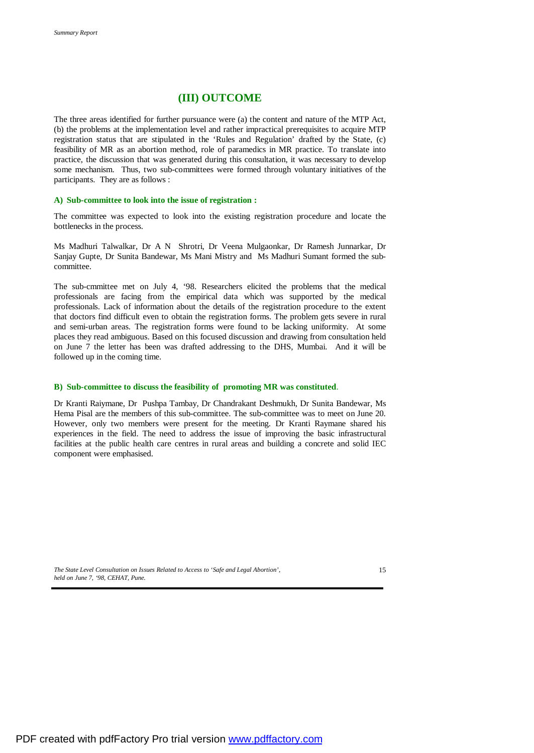## (III) OUTCOME

The three areas identified for further pursuance were (a) the content and nature of the MTP Act, (b) the problems at the implementation level and rather impractical prerequisites to acquire MTP registration status that are stipulated in the 'Rules and Regulation' drafted by the State, (c) feasibility of MR as an abortion method, role of paramedics in MR practice. To translate into practice, the discussion that was generated during this consultation, it was necessary to develop some mechanism. Thus, two sub-committees were formed through voluntary initiatives of the participants. They are as follows :

**A) Sub-committee to look into the issue of registration :**

The committee was expected to look into the existing registration procedure and locate the bottlenecks in the process.

Ms Madhuri Talwalkar, Dr A N Shrotri, Dr Veena Mulgaonkar, Dr Ramesh Junnarkar, Dr Sanjay Gupte, Dr Sunita Bandewar, Ms Mani Mistry and Ms Madhuri Sumant formed the sub-committee.

The sub-cmmittee met on July 4, '98. Researchers elicited the problems that the medical professionals are facing from the empirical data which was supported by the medical professionals. Lack of information about the details of the registration procedure to the extent that doctors find difficult even to obtain the registration forms. The problem gets severe in rural and semi-urban areas. The registration forms were found to be lacking uniformity. At some places they read ambiguous. Based on this focused discussion and drawing from consultation held on June 7 the letter has been was drafted addressing to the DHS, Mumbai. And it will be followed up in the coming time.

**B) Sub-committee to discuss the feasibility of promoting MR was constituted.**

Dr Kranti Raiymane, Dr Pushpa Tambay, Dr Chandrakant Deshmukh, Dr Sunita Bandewar, Ms Hema Pisal are the members of this sub-committee. The sub-committee was to meet on June 20. However, only two members were present for the meeting. Dr Kranti Raymane shared his experiences in the field. The need to address the issue of improving the basic infrastructural facilities at the public health care centres in rural areas and building a concrete and solid IEC component were emphasised.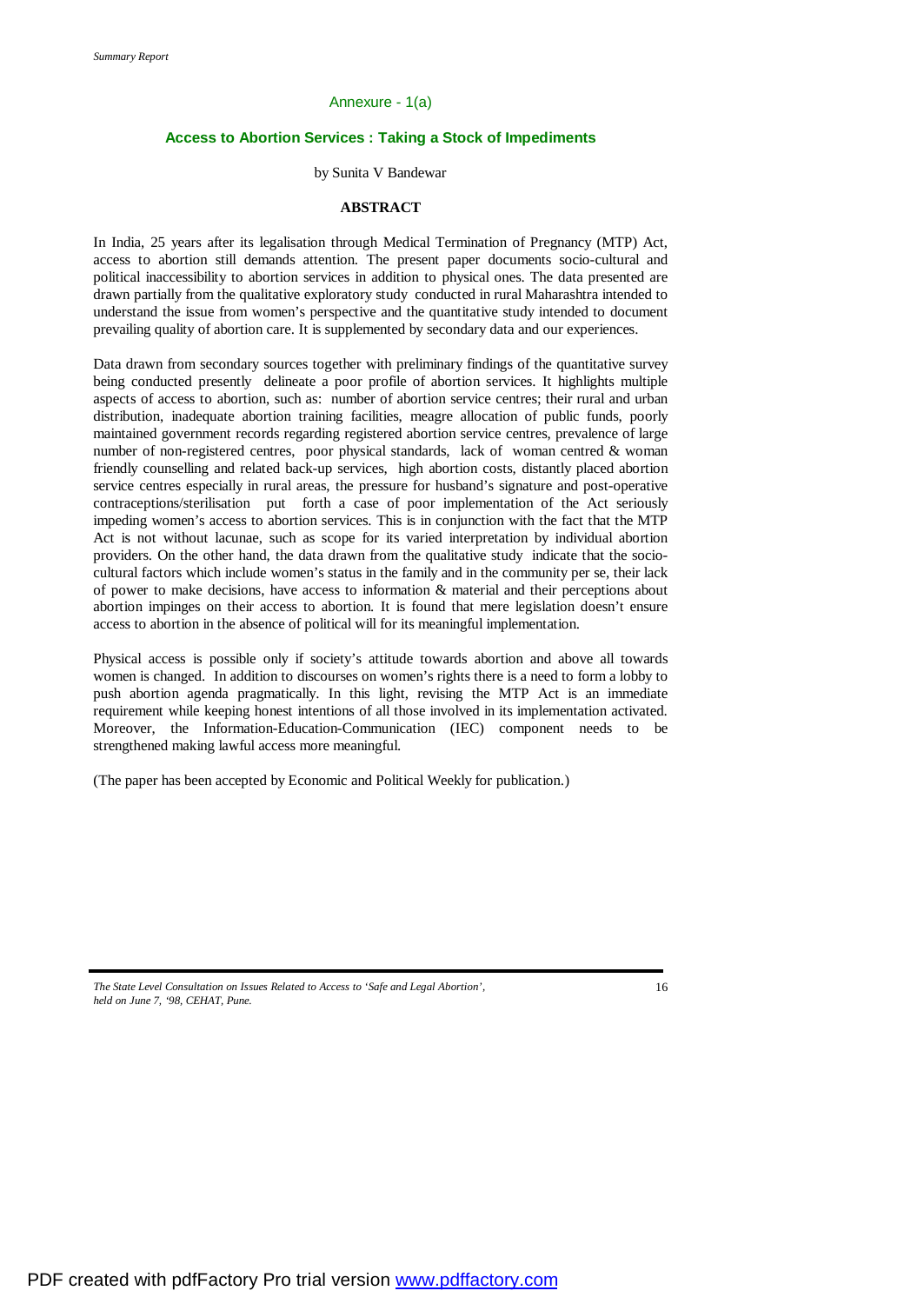Annexure - 1(a)

## Access to Abortion Services : Taking a Stock of Impediments

by Sunita V Bandewar

**ABSTRACT**

In India, 25 years after its legalisation through Medical Termination of Pregnancy (MTP) Act, access to abortion still demands attention. The present paper documents socio-cultural and political inaccessibility to abortion services in addition to physical ones. The data presented are drawn partially from the qualitative exploratory study conducted in rural Maharashtra intended to understand the issue from women's perspective and the quantitative study intended to document prevailing quality of abortion care. It is supplemented by secondary data and our experiences.

Data drawn from secondary sources together with preliminary findings of the quantitative survey being conducted presently delineate a poor profile of abortion services. It highlights multiple aspects of access to abortion, such as: number of abortion service centres; their rural and urban distribution, inadequate abortion training facilities, meagre allocation of public funds, poorly maintained government records regarding registered abortion service centres, prevalence of large number of non-registered centres, poor physical standards, lack of woman centred & woman friendly counselling and related back-up services, high abortion costs, distantly placed abortion service centres especially in rural areas, the pressure for husband's signature and post-operative contraceptions/sterilisation put forth a case of poor implementation of the Act seriously impeding women's access to abortion services. This is in conjunction with the fact that the MTP Act is not without lacunae, such as scope for its varied interpretation by individual abortion providers. On the other hand, the data drawn from the qualitative study indicate that the socio-cultural factors which include women's status in the family and in the community per se, their lack of power to make decisions, have access to information & material and their perceptions about abortion impinges on their access to abortion. It is found that mere legislation doesn't ensure access to abortion in the absence of political will for its meaningful implementation.

Physical access is possible only if society's attitude towards abortion and above all towards women is changed. In addition to discourses on women's rights there is a need to form a lobby to push abortion agenda pragmatically. In this light, revising the MTP Act is an immediate requirement while keeping honest intentions of all those involved in its implementation activated. Moreover, the Information-Education-Communication (IEC) component needs to be strengthened making lawful access more meaningful.

(The paper has been accepted by Economic and Political Weekly for publication.)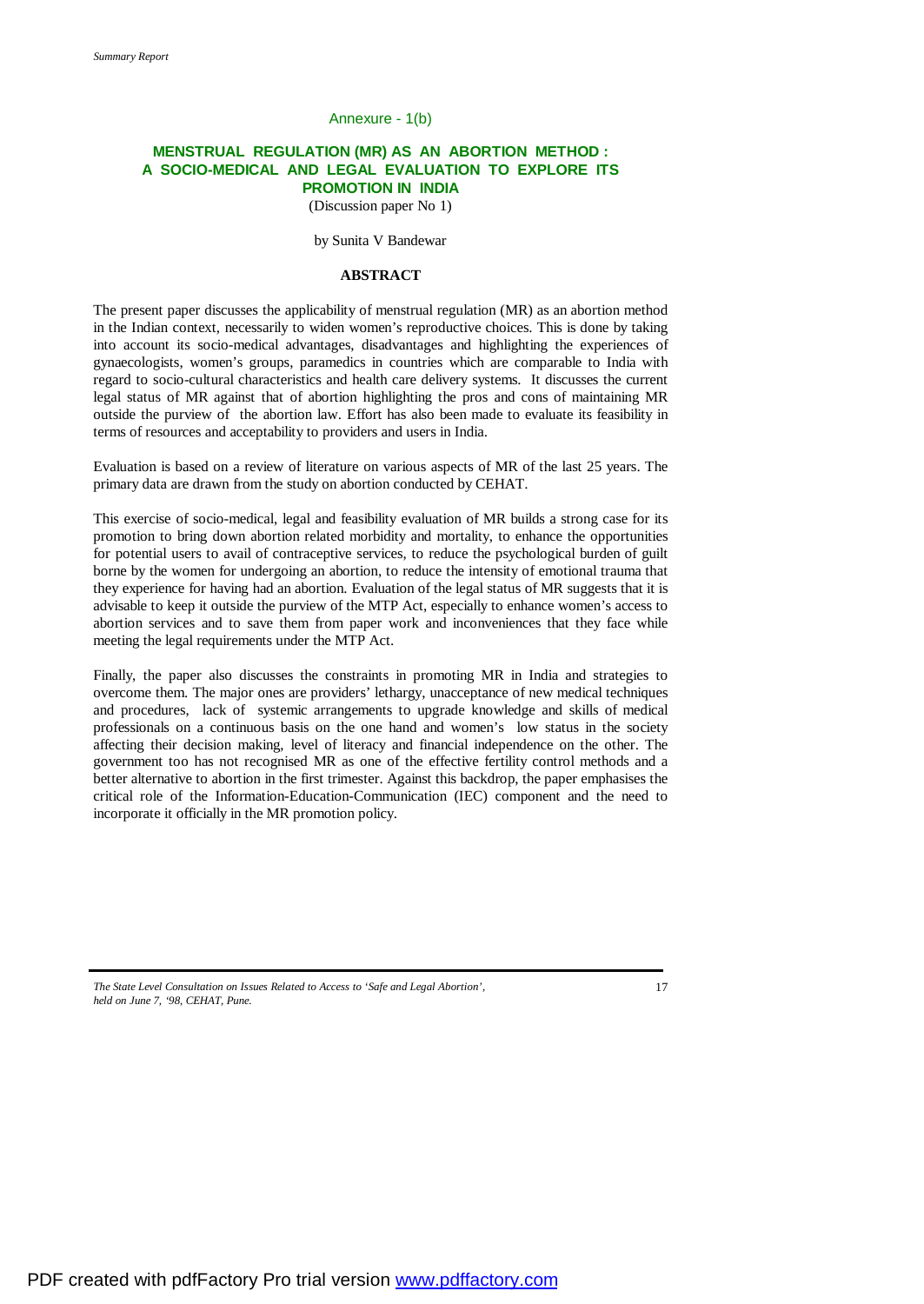Annexure - 1(b)

## MENSTRUAL REGULATION (MR) AS AN ABORTION METHOD : A SOCIO-MEDICAL AND LEGAL EVALUATION TO EXPLORE ITS PROMOTION IN INDIA

(Discussion paper No 1)

by Sunita V Bandewar

### ABSTRACT

The present paper discusses the applicability of menstrual regulation (MR) as an abortion method in the Indian context, necessarily to widen women's reproductive choices. This is done by taking into account its socio-medical advantages, disadvantages and highlighting the experiences of gynaecologists, women's groups, paramedics in countries which are comparable to India with regard to socio-cultural characteristics and health care delivery systems. It discusses the current legal status of MR against that of abortion highlighting the pros and cons of maintaining MR outside the purview of the abortion law. Effort has also been made to evaluate its feasibility in terms of resources and acceptability to providers and users in India.

Evaluation is based on a review of literature on various aspects of MR of the last 25 years. The primary data are drawn from the study on abortion conducted by CEHAT.

This exercise of socio-medical, legal and feasibility evaluation of MR builds a strong case for its promotion to bring down abortion related morbidity and mortality, to enhance the opportunities for potential users to avail of contraceptive services, to reduce the psychological burden of guilt borne by the women for undergoing an abortion, to reduce the intensity of emotional trauma that they experience for having had an abortion. Evaluation of the legal status of MR suggests that it is advisable to keep it outside the purview of the MTP Act, especially to enhance women's access to abortion services and to save them from paper work and inconveniences that they face while meeting the legal requirements under the MTP Act.

Finally, the paper also discusses the constraints in promoting MR in India and strategies to overcome them. The major ones are providers' lethargy, unacceptance of new medical techniques and procedures, lack of systemic arrangements to upgrade knowledge and skills of medical professionals on a continuous basis on the one hand and women's low status in the society affecting their decision making, level of literacy and financial independence on the other. The government too has not recognised MR as one of the effective fertility control methods and a better alternative to abortion in the first trimester. Against this backdrop, the paper emphasises the critical role of the Information-Education-Communication (IEC) component and the need to incorporate it officially in the MR promotion policy.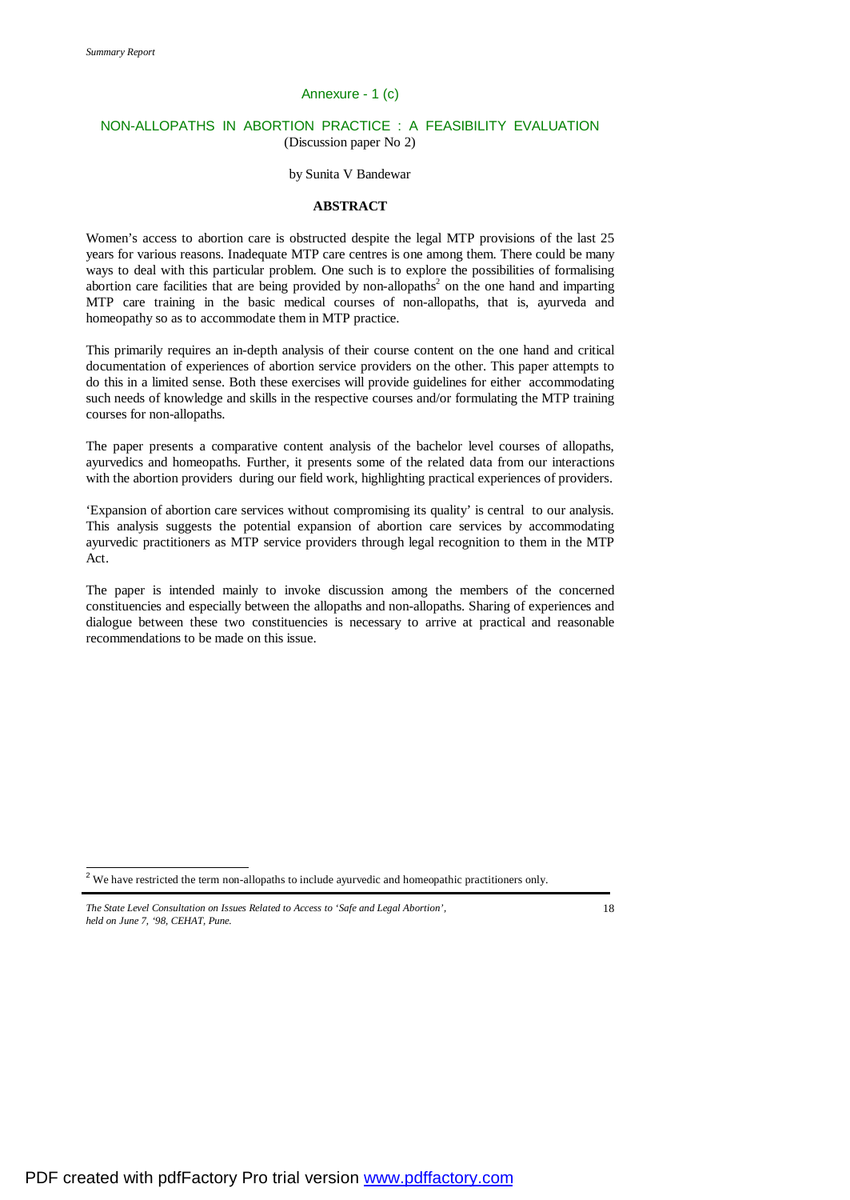## Annexure - 1 (c)

## NON-ALLOPATHS IN ABORTION PRACTICE : A FEASIBILITY EVALUATION

(Discussion paper No 2)

by Sunita V Bandewar

### ABSTRACT

Women's access to abortion care is obstructed despite the legal MTP provisions of the last 25 years for various reasons. Inadequate MTP care centres is one among them. There could be many ways to deal with this particular problem. One such is to explore the possibilities of formalising abortion care facilities that are being provided by non-allopaths[2] on the one hand and imparting MTP care training in the basic medical courses of non-allopaths, that is, ayurveda and homeopathy so as to accommodate them in MTP practice.

This primarily requires an in-depth analysis of their course content on the one hand and critical documentation of experiences of abortion service providers on the other. This paper attempts to do this in a limited sense. Both these exercises will provide guidelines for either accommodating such needs of knowledge and skills in the respective courses and/or formulating the MTP training courses for non-allopaths.

The paper presents a comparative content analysis of the bachelor level courses of allopaths, ayurvedics and homeopaths. Further, it presents some of the related data from our interactions with the abortion providers during our field work, highlighting practical experiences of providers.

'Expansion of abortion care services without compromising its quality' is central to our analysis. This analysis suggests the potential expansion of abortion care services by accommodating ayurvedic practitioners as MTP service providers through legal recognition to them in the MTP Act.

The paper is intended mainly to invoke discussion among the members of the concerned constituencies and especially between the allopaths and non-allopaths. Sharing of experiences and dialogue between these two constituencies is necessary to arrive at practical and reasonable recommendations to be made on this issue.

---

[2] We have restricted the term non-allopaths to include ayurvedic and homeopathic practitioners only.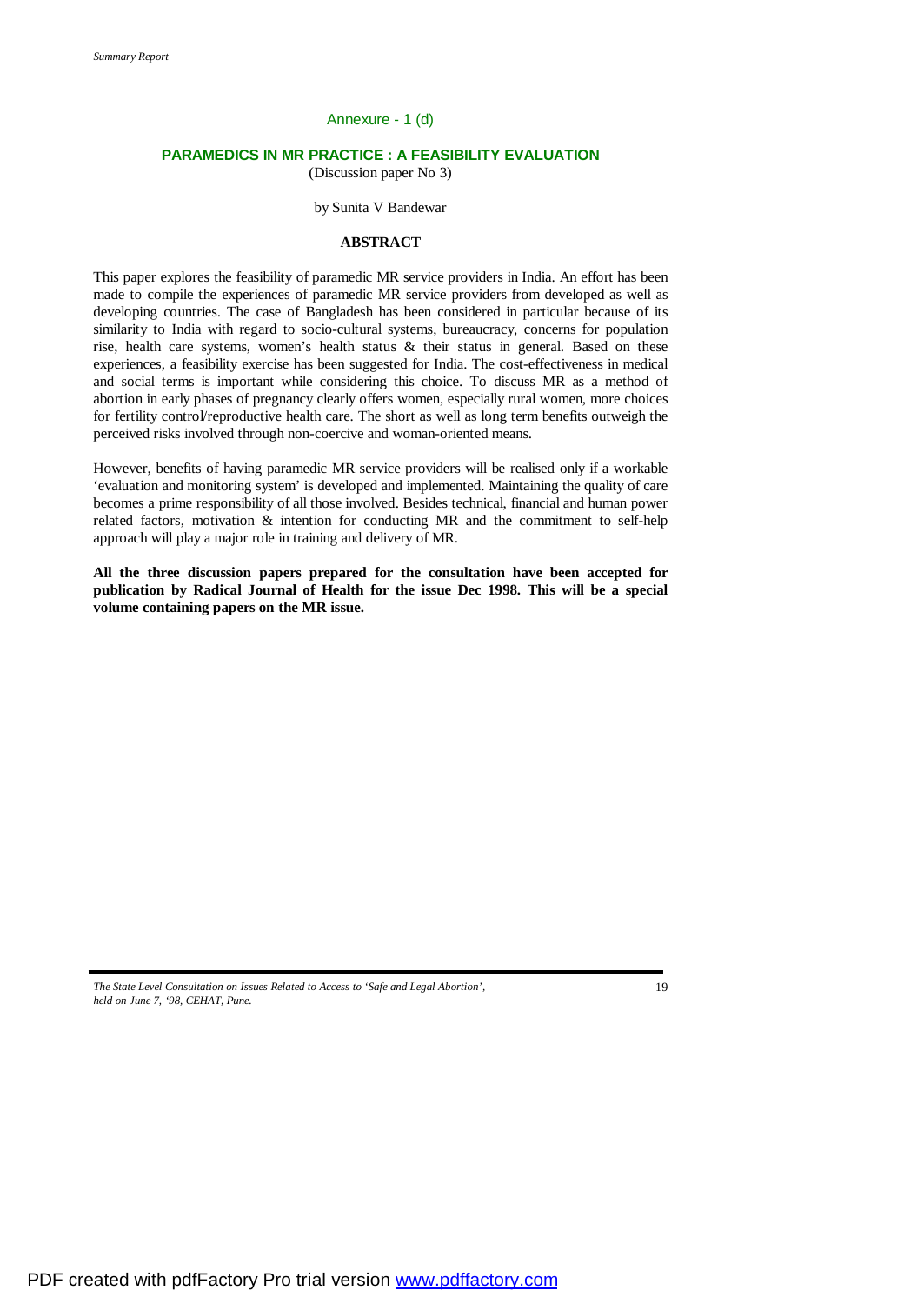Annexure - 1 (d)

## PARAMEDICS IN MR PRACTICE : A FEASIBILITY EVALUATION

(Discussion paper No 3)

by Sunita V Bandewar

### ABSTRACT

This paper explores the feasibility of paramedic MR service providers in India. An effort has been made to compile the experiences of paramedic MR service providers from developed as well as developing countries. The case of Bangladesh has been considered in particular because of its similarity to India with regard to socio-cultural systems, bureaucracy, concerns for population rise, health care systems, women's health status & their status in general. Based on these experiences, a feasibility exercise has been suggested for India. The cost-effectiveness in medical and social terms is important while considering this choice. To discuss MR as a method of abortion in early phases of pregnancy clearly offers women, especially rural women, more choices for fertility control/reproductive health care. The short as well as long term benefits outweigh the perceived risks involved through non-coercive and woman-oriented means.

However, benefits of having paramedic MR service providers will be realised only if a workable 'evaluation and monitoring system' is developed and implemented. Maintaining the quality of care becomes a prime responsibility of all those involved. Besides technical, financial and human power related factors, motivation & intention for conducting MR and the commitment to self-help approach will play a major role in training and delivery of MR.

**All the three discussion papers prepared for the consultation have been accepted for publication by Radical Journal of Health for the issue Dec 1998. This will be a special volume containing papers on the MR issue.**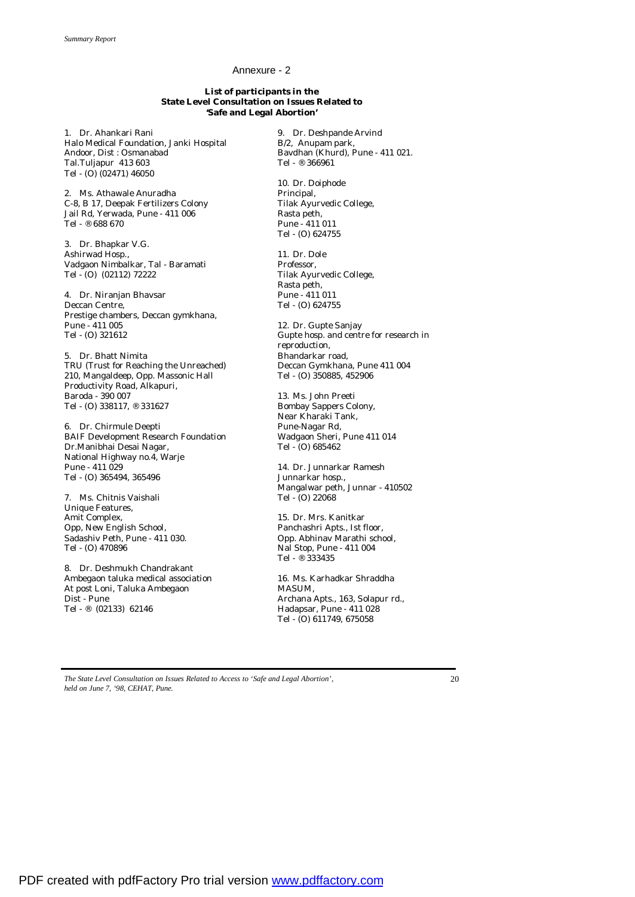## Annexure - 2

**List of participants in the State Level Consultation on Issues Related to 'Safe and Legal Abortion'**

1. Dr. Ahankari Rani
Halo Medical Foundation, Janki Hospital
Andoor, Dist : Osmanabad
Tal.Tuljapur 413 603
Tel - (O) (02471) 46050

2. Ms. Athawale Anuradha
C-8, B 17, Deepak Fertilizers Colony
Jail Rd, Yerwada, Pune - 411 006
Tel - ® 688 670

3. Dr. Bhapkar V.G.
Ashirwad Hosp.,
Vadgaon Nimbalkar, Tal - Baramati
Tel - (O) (02112) 72222

4. Dr. Niranjan Bhavsar
Deccan Centre,
Prestige chambers, Deccan gymkhana,
Pune - 411 005
Tel - (O) 321612

5. Dr. Bhatt Nimita
TRU (Trust for Reaching the Unreached)
210, Mangaldeep, Opp. Massonic Hall
Productivity Road, Alkapuri,
Baroda - 390 007
Tel - (O) 338117, ® 331627

6. Dr. Chirmule Deepti
BAIF Development Research Foundation
Dr.Manibhai Desai Nagar,
National Highway no.4, Warje
Pune - 411 029
Tel - (O) 365494, 365496

7. Ms. Chitnis Vaishali
Unique Features,
Amit Complex,
Opp, New English School,
Sadashiv Peth, Pune - 411 030.
Tel - (O) 470896

8. Dr. Deshmukh Chandrakant
Ambegaon taluka medical association
At post Loni, Taluka Ambegaon
Dist - Pune
Tel - ® (02133) 62146

9. Dr. Deshpande Arvind
B/2, Anupam park,
Bavdhan (Khurd), Pune - 411 021.
Tel - ® 366961

10. Dr. Doiphode
Principal,
Tilak Ayurvedic College,
Rasta peth,
Pune - 411 011
Tel - (O) 624755

11. Dr. Dole
Professor,
Tilak Ayurvedic College,
Rasta peth,
Pune - 411 011
Tel - (O) 624755

12. Dr. Gupte Sanjay
Gupte hosp. and centre for research in reproduction,
Bhandarkar road,
Deccan Gymkhana, Pune 411 004
Tel - (O) 350885, 452906

13. Ms. John Preeti
Bombay Sappers Colony,
Near Kharaki Tank,
Pune-Nagar Rd,
Wadgaon Sheri, Pune 411 014
Tel - (O) 685462

14. Dr. Junnarkar Ramesh
Junnarkar hosp.,
Mangalwar peth, Junnar - 410502
Tel - (O) 22068

15. Dr. Mrs. Kanitkar
Panchashri Apts., Ist floor,
Opp. Abhinav Marathi school,
Nal Stop, Pune - 411 004
Tel - ® 333435

16. Ms. Karhadkar Shraddha
MASUM,
Archana Apts., 163, Solapur rd.,
Hadapsar, Pune - 411 028
Tel - (O) 611749, 675058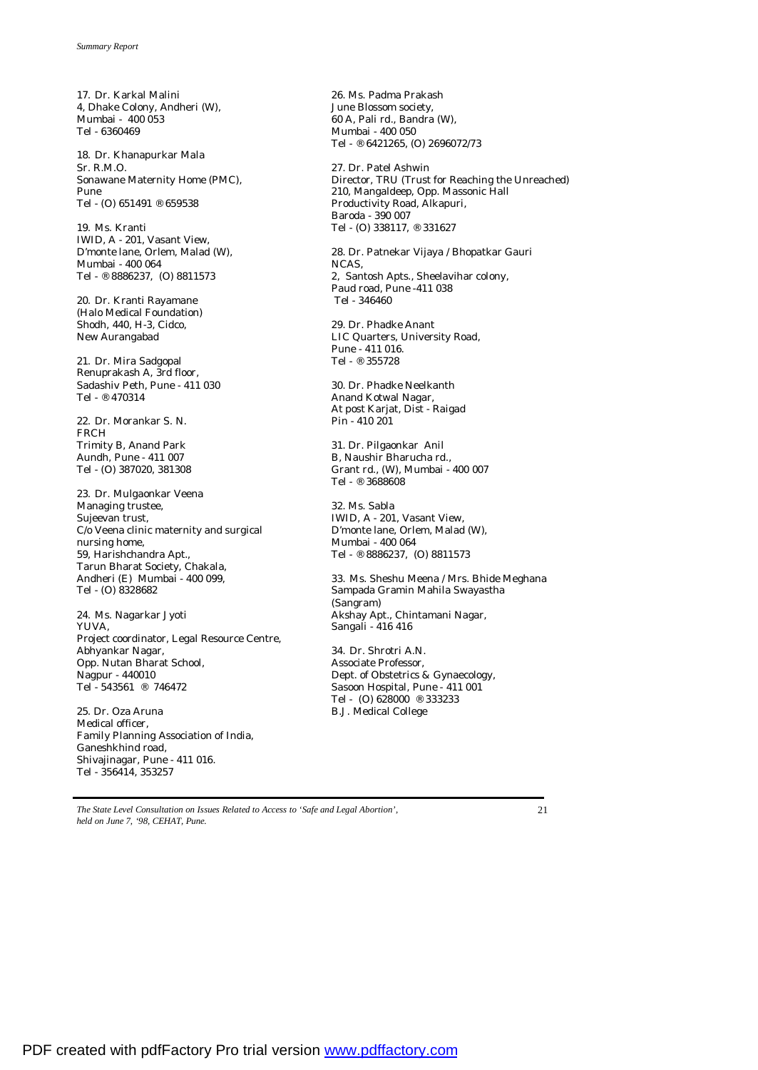17. Dr. Karkal Malini
4, Dhake Colony, Andheri (W),
Mumbai - 400 053
Tel - 6360469

18. Dr. Khanapurkar Mala
Sr. R.M.O.
Sonawane Maternity Home (PMC),
Pune
Tel - (O) 651491 ® 659538

19. Ms. Kranti
IWID, A - 201, Vasant View,
D'monte lane, Orlem, Malad (W),
Mumbai - 400 064
Tel - ® 8886237, (O) 8811573

20. Dr. Kranti Rayamane
(Halo Medical Foundation)
Shodh, 440, H-3, Cidco,
New Aurangabad

21. Dr. Mira Sadgopal
Renuprakash A, 3rd floor,
Sadashiv Peth, Pune - 411 030
Tel - ® 470314

22. Dr. Morankar S. N.
FRCH
Trimity B, Anand Park
Aundh, Pune - 411 007
Tel - (O) 387020, 381308

23. Dr. Mulgaonkar Veena
Managing trustee,
Sujeevan trust,
C/o Veena clinic maternity and surgical nursing home,
59, Harishchandra Apt.,
Tarun Bharat Society, Chakala,
Andheri (E) Mumbai - 400 099,
Tel - (O) 8328682

24. Ms. Nagarkar Jyoti
YUVA,
Project coordinator, Legal Resource Centre,
Abhyankar Nagar,
Opp. Nutan Bharat School,
Nagpur - 440010
Tel - 543561 ® 746472

25. Dr. Oza Aruna
Medical officer,
Family Planning Association of India,
Ganeshkhind road,
Shivajinagar, Pune - 411 016.
Tel - 356414, 353257

26. Ms. Padma Prakash
June Blossom society,
60 A, Pali rd., Bandra (W),
Mumbai - 400 050
Tel - ® 6421265, (O) 2696072/73

27. Dr. Patel Ashwin
Director, TRU (Trust for Reaching the Unreached)
210, Mangaldeep, Opp. Massonic Hall
Productivity Road, Alkapuri,
Baroda - 390 007
Tel - (O) 338117, ® 331627

28. Dr. Patnekar Vijaya / Bhopatkar Gauri
NCAS,
2, Santosh Apts., Sheelavihar colony,
Paud road, Pune -411 038
Tel - 346460

29. Dr. Phadke Anant
LIC Quarters, University Road,
Pune - 411 016.
Tel - ® 355728

30. Dr. Phadke Neelkanth
Anand Kotwal Nagar,
At post Karjat, Dist - Raigad
Pin - 410 201

31. Dr. Pilgaonkar Anil
B, Naushir Bharucha rd.,
Grant rd., (W), Mumbai - 400 007
Tel - ® 3688608

32. Ms. Sabla
IWID, A - 201, Vasant View,
D'monte lane, Orlem, Malad (W),
Mumbai - 400 064
Tel - ® 8886237, (O) 8811573

33. Ms. Sheshu Meena / Mrs. Bhide Meghana
Sampada Gramin Mahila Swayastha
(Sangram)
Akshay Apt., Chintamani Nagar,
Sangali - 416 416

34. Dr. Shrotri A.N.
Associate Professor,
Dept. of Obstetrics & Gynaecology,
Sasoon Hospital, Pune - 411 001
Tel - (O) 628000 ® 333233
B.J. Medical College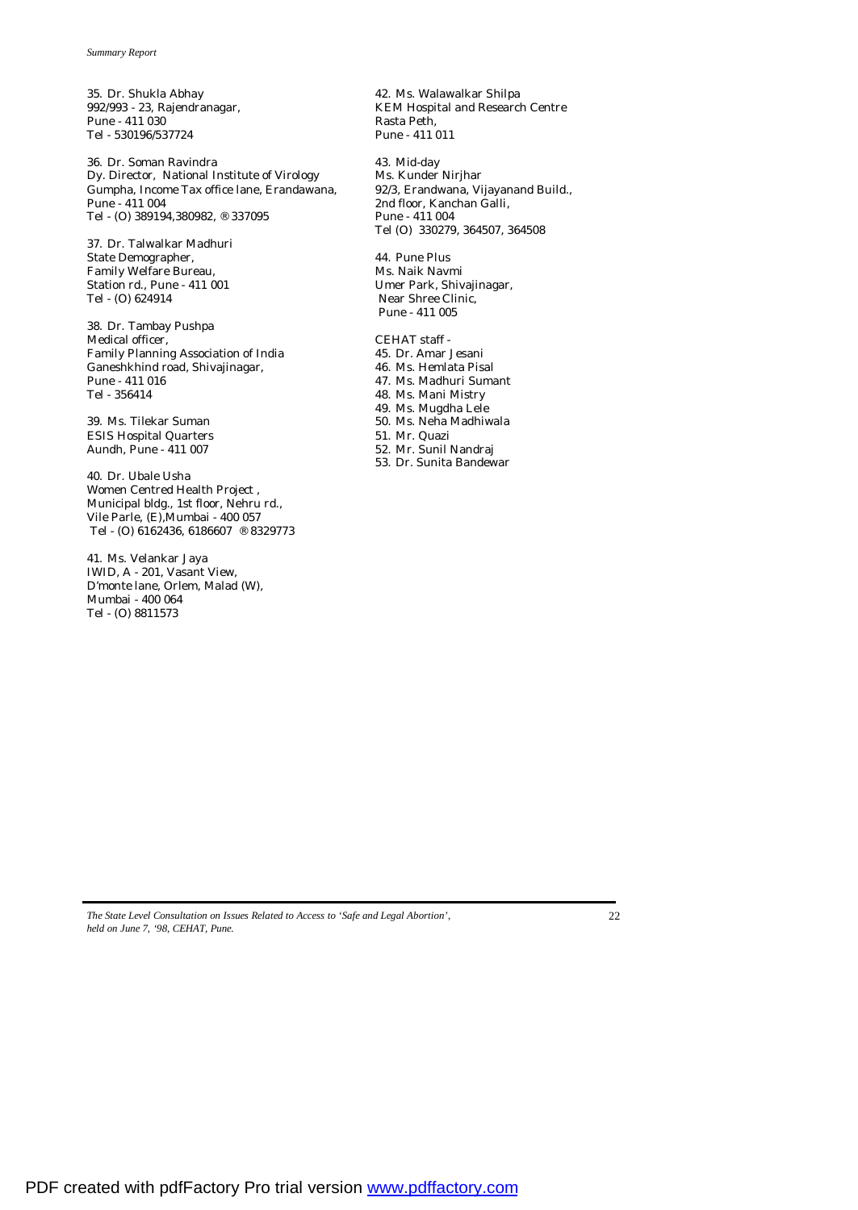35. Dr. Shukla Abhay
992/993 - 23, Rajendranagar,
Pune - 411 030
Tel - 530196/537724

36. Dr. Soman Ravindra
Dy. Director, National Institute of Virology
Gumpha, Income Tax office lane, Erandawana,
Pune - 411 004
Tel - (O) 389194,380982, ® 337095

37. Dr. Talwalkar Madhuri
State Demographer,
Family Welfare Bureau,
Station rd., Pune - 411 001
Tel - (O) 624914

38. Dr. Tambay Pushpa
Medical officer,
Family Planning Association of India
Ganeshkhind road, Shivajinagar,
Pune - 411 016
Tel - 356414

39. Ms. Tilekar Suman
ESIS Hospital Quarters
Aundh, Pune - 411 007

40. Dr. Ubale Usha
Women Centred Health Project ,
Municipal bldg., 1st floor, Nehru rd.,
Vile Parle, (E),Mumbai - 400 057
Tel - (O) 6162436, 6186607 ® 8329773

41. Ms. Velankar Jaya
IWID, A - 201, Vasant View,
D'monte lane, Orlem, Malad (W),
Mumbai - 400 064
Tel - (O) 8811573

42. Ms. Walawalkar Shilpa
KEM Hospital and Research Centre
Rasta Peth,
Pune - 411 011

43. Mid-day
Ms. Kunder Nirjhar
92/3, Erandwana, Vijayanand Build.,
2nd floor, Kanchan Galli,
Pune - 411 004
Tel (O) 330279, 364507, 364508

44. Pune Plus
Ms. Naik Navmi
Umer Park, Shivajinagar,
Near Shree Clinic,
Pune - 411 005

CEHAT staff -

45. Dr. Amar Jesani
46. Ms. Hemlata Pisal
47. Ms. Madhuri Sumant
48. Ms. Mani Mistry
49. Ms. Mugdha Lele
50. Ms. Neha Madhiwala
51. Mr. Quazi
52. Mr. Sunil Nandraj
53. Dr. Sunita Bandewar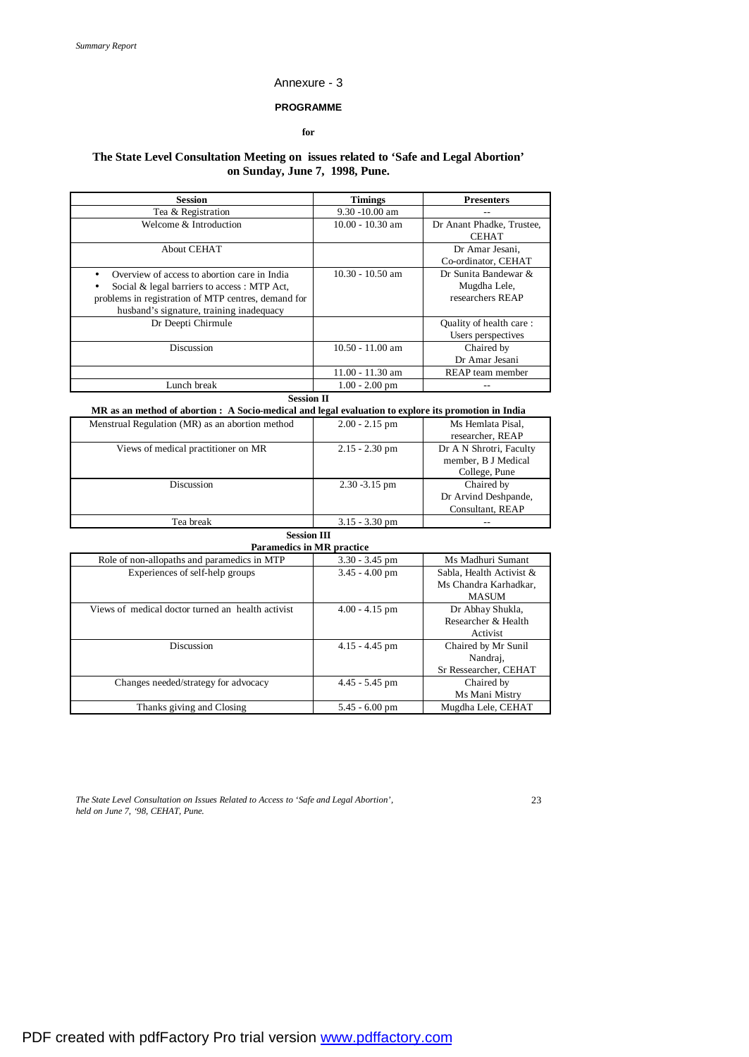Annexure - 3

**PROGRAMME**

**for**

**The State Level Consultation Meeting on issues related to 'Safe and Legal Abortion' on Sunday, June 7, 1998, Pune.**

| Session | Timings | Presenters |
|---|---|---|
| Tea & Registration | 9.30 -10.00 am | -- |
| Welcome & Introduction | 10.00 - 10.30 am | Dr Anant Phadke, Trustee, CEHAT |
| About CEHAT | | Dr Amar Jesani, Co-ordinator, CEHAT |
| • Overview of access to abortion care in India<br>• Social & legal barriers to access : MTP Act, problems in registration of MTP centres, demand for husband's signature, training inadequacy | 10.30 - 10.50 am | Dr Sunita Bandewar & Mugdha Lele, researchers REAP |
| Dr Deepti Chirmule | | Quality of health care : Users perspectives |
| Discussion | 10.50 - 11.00 am | Chaired by Dr Amar Jesani |
| | 11.00 - 11.30 am | REAP team member |
| Lunch break | 1.00 - 2.00 pm | -- |
| **Session II** | | |
| **MR as an method of abortion : A Socio-medical and legal evaluation to explore its promotion in India** | | |
| Menstrual Regulation (MR) as an abortion method | 2.00 - 2.15 pm | Ms Hemlata Pisal, researcher, REAP |
| Views of medical practitioner on MR | 2.15 - 2.30 pm | Dr A N Shrotri, Faculty member, B J Medical College, Pune |
| Discussion | 2.30 -3.15 pm | Chaired by Dr Arvind Deshpande, Consultant, REAP |
| Tea break | 3.15 - 3.30 pm | -- |
| **Session III** | | |
| **Paramedics in MR practice** | | |
| Role of non-allopaths and paramedics in MTP | 3.30 - 3.45 pm | Ms Madhuri Sumant |
| Experiences of self-help groups | 3.45 - 4.00 pm | Sabla, Health Activist & Ms Chandra Karhadkar, MASUM |
| Views of medical doctor turned an health activist | 4.00 - 4.15 pm | Dr Abhay Shukla, Researcher & Health Activist |
| Discussion | 4.15 - 4.45 pm | Chaired by Mr Sunil Nandraj, Sr Ressearcher, CEHAT |
| Changes needed/strategy for advocacy | 4.45 - 5.45 pm | Chaired by Ms Mani Mistry |
| Thanks giving and Closing | 5.45 - 6.00 pm | Mugdha Lele, CEHAT |